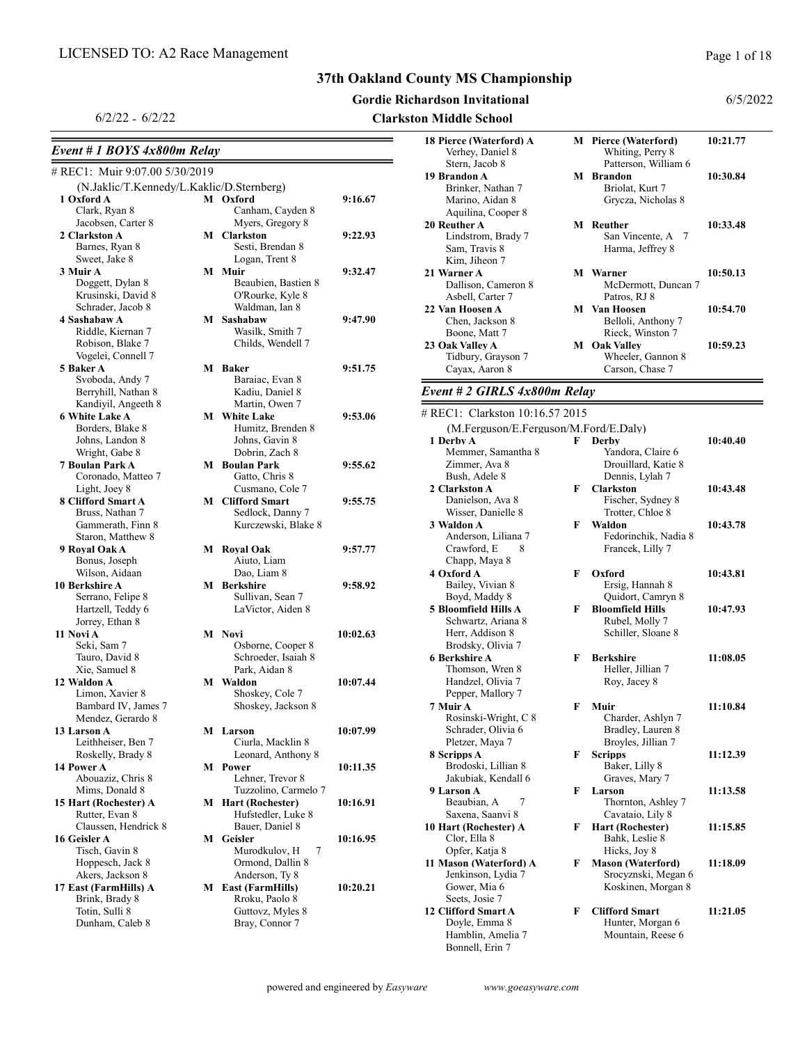LICENSED TO: A2 Race Management

# 37th Oakland County MS Championship

## Gordie Richardson Invitational

## Clarkston Middle School

6/2/22 - 6/2/22

6/5/2022

### Event # 1 BOYS 4x800m Relay

# REC1: Muir 9:07.00 5/30/2019

(N.Jaklic/T.Kennedy/L.Kaklic/D.Sternberg)

| | | | |
|---|---|---|---|
| **1 Oxford A** | **M** | **Oxford** | **9:16.67** |
| Clark, Ryan 8 | | Canham, Cayden 8 | |
| Jacobsen, Carter 8 | | Myers, Gregory 8 | |
| **2 Clarkston A** | **M** | **Clarkston** | **9:22.93** |
| Barnes, Ryan 8 | | Sesti, Brendan 8 | |
| Sweet, Jake 8 | | Logan, Trent 8 | |
| **3 Muir A** | **M** | **Muir** | **9:32.47** |
| Doggett, Dylan 8 | | Beaubien, Bastien 8 | |
| Krusinski, David 8 | | O'Rourke, Kyle 8 | |
| Schrader, Jacob 8 | | Waldman, Ian 8 | |
| **4 Sashabaw A** | **M** | **Sashabaw** | **9:47.90** |
| Riddle, Kiernan 7 | | Wasilk, Smith 7 | |
| Robison, Blake 7 | | Childs, Wendell 7 | |
| Vogelei, Connell 7 | | | |
| **5 Baker A** | **M** | **Baker** | **9:51.75** |
| Svoboda, Andy 7 | | Baraiac, Evan 8 | |
| Berryhill, Nathan 8 | | Kadiu, Daniel 8 | |
| Kandiyil, Angeeth 8 | | Martin, Owen 7 | |
| **6 White Lake A** | **M** | **White Lake** | **9:53.06** |
| Borders, Blake 8 | | Humitz, Brenden 8 | |
| Johns, Landon 8 | | Johns, Gavin 8 | |
| Wright, Gabe 8 | | Dobrin, Zach 8 | |
| **7 Boulan Park A** | **M** | **Boulan Park** | **9:55.62** |
| Coronado, Matteo 7 | | Gatto, Chris 8 | |
| Light, Joey 8 | | Cusmano, Cole 7 | |
| **8 Clifford Smart A** | **M** | **Clifford Smart** | **9:55.75** |
| Bruss, Nathan 7 | | Sedlock, Danny 7 | |
| Gammerath, Finn 8 | | Kurczewski, Blake 8 | |
| Staron, Matthew 8 | | | |
| **9 Royal Oak A** | **M** | **Royal Oak** | **9:57.77** |
| Bonus, Joseph | | Aiuto, Liam | |
| Wilson, Aidaan | | Dao, Liam 8 | |
| **10 Berkshire A** | **M** | **Berkshire** | **9:58.92** |
| Serrano, Felipe 8 | | Sullivan, Sean 7 | |
| Hartzell, Teddy 6 | | LaVictor, Aiden 8 | |
| Jorrey, Ethan 8 | | | |
| **11 Novi A** | **M** | **Novi** | **10:02.63** |
| Seki, Sam 7 | | Osborne, Cooper 8 | |
| Tauro, David 8 | | Schroeder, Isaiah 8 | |
| Xie, Samuel 8 | | Park, Aidan 8 | |
| **12 Waldon A** | **M** | **Waldon** | **10:07.44** |
| Limon, Xavier 8 | | Shoskey, Cole 7 | |
| Bambard IV, James 7 | | Shoskey, Jackson 8 | |
| Mendez, Gerardo 8 | | | |
| **13 Larson A** | **M** | **Larson** | **10:07.99** |
| Leithheiser, Ben 7 | | Ciurla, Macklin 8 | |
| Roskelly, Brady 8 | | Leonard, Anthony 8 | |
| **14 Power A** | **M** | **Power** | **10:11.35** |
| Abouaziz, Chris 8 | | Lehner, Trevor 8 | |
| Mims, Donald 8 | | Tuzzolino, Carmelo 7 | |
| **15 Hart (Rochester) A** | **M** | **Hart (Rochester)** | **10:16.91** |
| Rutter, Evan 8 | | Hufstedler, Luke 8 | |
| Claussen, Hendrick 8 | | Bauer, Daniel 8 | |
| **16 Geisler A** | **M** | **Geisler** | **10:16.95** |
| Tisch, Gavin 8 | | Murodkulov, H 7 | |
| Hoppesch, Jack 8 | | Ormond, Dallin 8 | |
| Akers, Jackson 8 | | Anderson, Ty 8 | |
| **17 East (FarmHills) A** | **M** | **East (FarmHills)** | **10:20.21** |
| Brink, Brady 8 | | Rroku, Paolo 8 | |
| Totin, Sulli 8 | | Guttovz, Myles 8 | |
| Dunham, Caleb 8 | | Bray, Connor 7 | |
| **18 Pierce (Waterford) A** | **M** | **Pierce (Waterford)** | **10:21.77** |
| Verhey, Daniel 8 | | Whiting, Perry 8 | |
| Stern, Jacob 8 | | Patterson, William 6 | |
| **19 Brandon A** | **M** | **Brandon** | **10:30.84** |
| Brinker, Nathan 7 | | Briolat, Kurt 7 | |
| Marino, Aidan 8 | | Grycza, Nicholas 8 | |
| Aquilina, Cooper 8 | | | |
| **20 Reuther A** | **M** | **Reuther** | **10:33.48** |
| Lindstrom, Brady 7 | | San Vincente, A 7 | |
| Sam, Travis 8 | | Harma, Jeffrey 8 | |
| Kim, Jiheon 7 | | | |
| **21 Warner A** | **M** | **Warner** | **10:50.13** |
| Dallison, Cameron 8 | | McDermott, Duncan 7 | |
| Asbell, Carter 7 | | Patros, RJ 8 | |
| **22 Van Hoosen A** | **M** | **Van Hoosen** | **10:54.70** |
| Chen, Jackson 8 | | Belloli, Anthony 7 | |
| Boone, Matt 7 | | Rieck, Winston 7 | |
| **23 Oak Valley A** | **M** | **Oak Valley** | **10:59.23** |
| Tidbury, Grayson 7 | | Wheeler, Gannon 8 | |
| Cayax, Aaron 8 | | Carson, Chase 7 | |

### Event # 2 GIRLS 4x800m Relay

# REC1: Clarkston 10:16.57 2015

(M.Ferguson/E.Ferguson/M.Ford/E.Daly)

| | | | |
|---|---|---|---|
| **1 Derby A** | **F** | **Derby** | **10:40.40** |
| Memmer, Samantha 8 | | Yandora, Claire 6 | |
| Zimmer, Ava 8 | | Drouillard, Katie 8 | |
| Bush, Adele 8 | | Dennis, Lylah 7 | |
| **2 Clarkston A** | **F** | **Clarkston** | **10:43.48** |
| Danielson, Ava 8 | | Fischer, Sydney 8 | |
| Wisser, Danielle 8 | | Trotter, Chloe 8 | |
| **3 Waldon A** | **F** | **Waldon** | **10:43.78** |
| Anderson, Liliana 7 | | Fedorinchik, Nadia 8 | |
| Crawford, E 8 | | Francek, Lilly 7 | |
| Chapp, Maya 8 | | | |
| **4 Oxford A** | **F** | **Oxford** | **10:43.81** |
| Bailey, Vivian 8 | | Ersig, Hannah 8 | |
| Boyd, Maddy 8 | | Quidort, Camryn 8 | |
| **5 Bloomfield Hills A** | **F** | **Bloomfield Hills** | **10:47.93** |
| Schwartz, Ariana 8 | | Rubel, Molly 7 | |
| Herr, Addison 8 | | Schiller, Sloane 8 | |
| Brodsky, Olivia 7 | | | |
| **6 Berkshire A** | **F** | **Berkshire** | **11:08.05** |
| Thomson, Wren 8 | | Heller, Jillian 7 | |
| Handzel, Olivia 7 | | Roy, Jacey 8 | |
| Pepper, Mallory 7 | | | |
| **7 Muir A** | **F** | **Muir** | **11:10.84** |
| Rosinski-Wright, C 8 | | Charder, Ashlyn 7 | |
| Schrader, Olivia 6 | | Bradley, Lauren 8 | |
| Pletzer, Maya 7 | | Broyles, Jillian 7 | |
| **8 Scripps A** | **F** | **Scripps** | **11:12.39** |
| Brodoski, Lillian 8 | | Baker, Lilly 8 | |
| Jakubiak, Kendall 6 | | Graves, Mary 7 | |
| **9 Larson A** | **F** | **Larson** | **11:13.58** |
| Beaubian, A 7 | | Thornton, Ashley 7 | |
| Saxena, Saanvi 8 | | Cavataio, Lily 8 | |
| **10 Hart (Rochester) A** | **F** | **Hart (Rochester)** | **11:15.85** |
| Clor, Ella 8 | | Bahk, Leslie 8 | |
| Opfer, Katja 8 | | Hicks, Joy 8 | |
| **11 Mason (Waterford) A** | **F** | **Mason (Waterford)** | **11:18.09** |
| Jenkinson, Lydia 7 | | Srocyznski, Megan 6 | |
| Gower, Mia 6 | | Koskinen, Morgan 8 | |
| Seets, Josie 7 | | | |
| **12 Clifford Smart A** | **F** | **Clifford Smart** | **11:21.05** |
| Doyle, Emma 8 | | Hunter, Morgan 6 | |
| Hamblin, Amelia 7 | | Mountain, Reese 6 | |
| Bonnell, Erin 7 | | | |

powered and engineered by *Easyware* www.goeasyware.com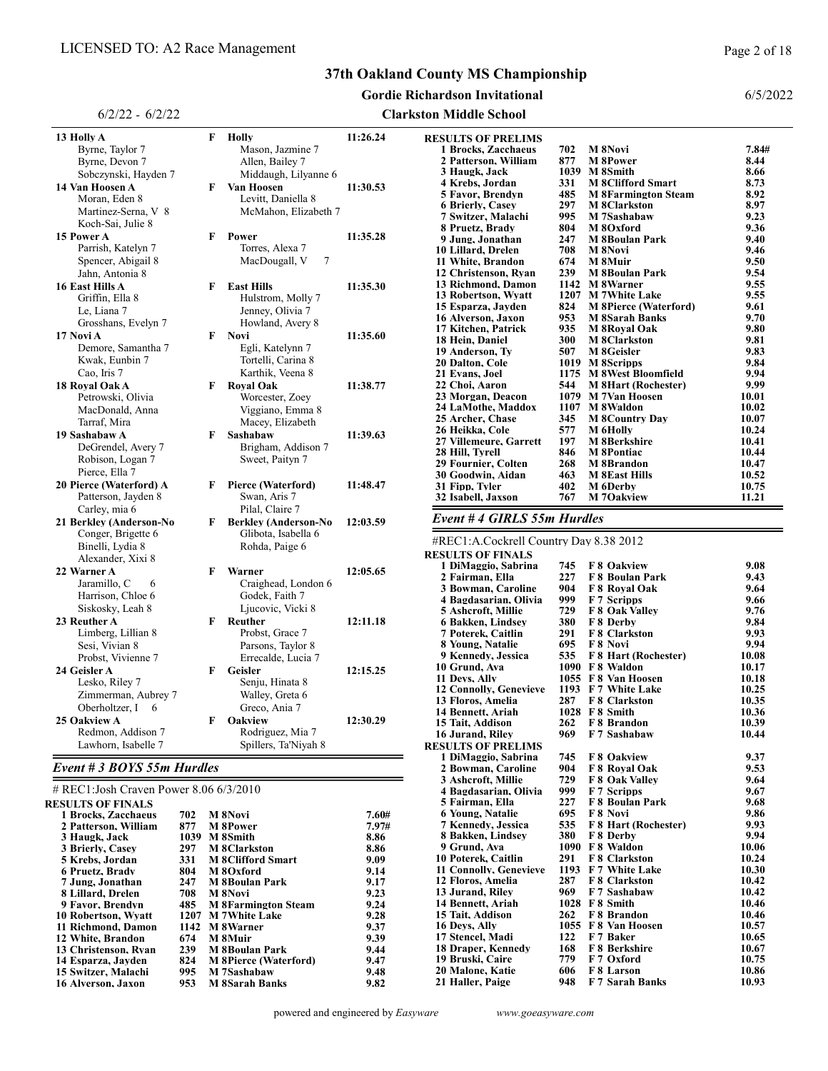LICENSED TO: A2 Race Management

## 37th Oakland County MS Championship

**Gordie Richardson Invitational**

**Clarkston Middle School**

6/2/22 - 6/2/22

6/5/2022

| | | | | |
|---|---|---|---|---|
| **13 Holly A** | **F** | **Holly** | | **11:26.24** |
| Byrne, Taylor 7 | | Mason, Jazmine 7 | | |
| Byrne, Devon 7 | | Allen, Bailey 7 | | |
| Sobczynski, Hayden 7 | | Middaugh, Lilyanne 6 | | |
| **14 Van Hoosen A** | **F** | **Van Hoosen** | | **11:30.53** |
| Moran, Eden 8 | | Levitt, Daniella 8 | | |
| Martinez-Serna, V 8 | | McMahon, Elizabeth 7 | | |
| Koch-Sai, Julie 8 | | | | |
| **15 Power A** | **F** | **Power** | | **11:35.28** |
| Parrish, Katelyn 7 | | Torres, Alexa 7 | | |
| Spencer, Abigail 8 | | MacDougall, V 7 | | |
| Jahn, Antonia 8 | | | | |
| **16 East Hills A** | **F** | **East Hills** | | **11:35.30** |
| Griffin, Ella 8 | | Hulstrom, Molly 7 | | |
| Le, Liana 7 | | Jenney, Olivia 7 | | |
| Grosshans, Evelyn 7 | | Howland, Avery 8 | | |
| **17 Novi A** | **F** | **Novi** | | **11:35.60** |
| Demore, Samantha 7 | | Egli, Katelynn 7 | | |
| Kwak, Eunbin 7 | | Tortelli, Carina 8 | | |
| Cao, Iris 7 | | Karthik, Veena 8 | | |
| **18 Royal Oak A** | **F** | **Royal Oak** | | **11:38.77** |
| Petrowski, Olivia | | Worcester, Zoey | | |
| MacDonald, Anna | | Viggiano, Emma 8 | | |
| Tarraf, Mira | | Macey, Elizabeth | | |
| **19 Sashabaw A** | **F** | **Sashabaw** | | **11:39.63** |
| DeGrendel, Avery 7 | | Brigham, Addison 7 | | |
| Robison, Logan 7 | | Sweet, Paityn 7 | | |
| Pierce, Ella 7 | | | | |
| **20 Pierce (Waterford) A** | **F** | **Pierce (Waterford)** | | **11:48.47** |
| Patterson, Jayden 8 | | Swan, Aris 7 | | |
| Carley, mia 6 | | Pilal, Claire 7 | | |
| **21 Berkley (Anderson-No** | **F** | **Berkley (Anderson-No** | | **12:03.59** |
| Conger, Brigette 6 | | Glibota, Isabella 6 | | |
| Binelli, Lydia 8 | | Rohda, Paige 6 | | |
| Alexander, Xixi 8 | | | | |
| **22 Warner A** | **F** | **Warner** | | **12:05.65** |
| Jaramillo, C 6 | | Craighead, London 6 | | |
| Harrison, Chloe 6 | | Godek, Faith 7 | | |
| Siskosky, Leah 8 | | Ljucovic, Vicki 8 | | |
| **23 Reuther A** | **F** | **Reuther** | | **12:11.18** |
| Limberg, Lillian 8 | | Probst, Grace 7 | | |
| Sesi, Vivian 8 | | Parsons, Taylor 8 | | |
| Probst, Vivienne 7 | | Errecalde, Lucia 7 | | |
| **24 Geisler A** | **F** | **Geisler** | | **12:15.25** |
| Lesko, Riley 7 | | Senju, Hinata 8 | | |
| Zimmerman, Aubrey 7 | | Walley, Greta 6 | | |
| Oberholtzer, I 6 | | Greco, Ania 7 | | |
| **25 Oakview A** | **F** | **Oakview** | | **12:30.29** |
| Redmon, Addison 7 | | Rodriguez, Mia 7 | | |
| Lawhorn, Isabelle 7 | | Spillers, Ta'Niyah 8 | | |

### *Event # 3 BOYS 55m Hurdles*

# REC1:Josh Craven Power 8.06 6/3/2010

**RESULTS OF FINALS**

| | | | | |
|---|---|---|---|---|
| 1 | Brocks, Zacchaeus | 702 | M 8Novi | 7.60# |
| 2 | Patterson, William | 877 | M 8Power | 7.97# |
| 3 | Haugk, Jack | 1039 | M 8Smith | 8.86 |
| 3 | Brierly, Casey | 297 | M 8Clarkston | 8.86 |
| 5 | Krebs, Jordan | 331 | M 8Clifford Smart | 9.09 |
| 6 | Pruetz, Brady | 804 | M 8Oxford | 9.14 |
| 7 | Jung, Jonathan | 247 | M 8Boulan Park | 9.17 |
| 8 | Lillard, Drelen | 708 | M 8Novi | 9.23 |
| 9 | Favor, Brendyn | 485 | M 8Farmington Steam | 9.24 |
| 10 | Robertson, Wyatt | 1207 | M 7White Lake | 9.28 |
| 11 | Richmond, Damon | 1142 | M 8Warner | 9.37 |
| 12 | White, Brandon | 674 | M 8Muir | 9.39 |
| 13 | Christenson, Ryan | 239 | M 8Boulan Park | 9.44 |
| 14 | Esparza, Jayden | 824 | M 8Pierce (Waterford) | 9.47 |
| 15 | Switzer, Malachi | 995 | M 7Sashabaw | 9.48 |
| 16 | Alverson, Jaxon | 953 | M 8Sarah Banks | 9.82 |

**RESULTS OF PRELIMS**

| | | | | |
|---|---|---|---|---|
| 1 | Brocks, Zacchaeus | 702 | M 8Novi | 7.84# |
| 2 | Patterson, William | 877 | M 8Power | 8.44 |
| 3 | Haugk, Jack | 1039 | M 8Smith | 8.66 |
| 4 | Krebs, Jordan | 331 | M 8Clifford Smart | 8.73 |
| 5 | Favor, Brendyn | 485 | M 8Farmington Steam | 8.92 |
| 6 | Brierly, Casey | 297 | M 8Clarkston | 8.97 |
| 7 | Switzer, Malachi | 995 | M 7Sashabaw | 9.23 |
| 8 | Pruetz, Brady | 804 | M 8Oxford | 9.36 |
| 9 | Jung, Jonathan | 247 | M 8Boulan Park | 9.40 |
| 10 | Lillard, Drelen | 708 | M 8Novi | 9.46 |
| 11 | White, Brandon | 674 | M 8Muir | 9.50 |
| 12 | Christenson, Ryan | 239 | M 8Boulan Park | 9.54 |
| 13 | Richmond, Damon | 1142 | M 8Warner | 9.55 |
| 13 | Robertson, Wyatt | 1207 | M 7White Lake | 9.55 |
| 15 | Esparza, Jayden | 824 | M 8Pierce (Waterford) | 9.61 |
| 16 | Alverson, Jaxon | 953 | M 8Sarah Banks | 9.70 |
| 17 | Kitchen, Patrick | 935 | M 8Royal Oak | 9.80 |
| 18 | Hein, Daniel | 300 | M 8Clarkston | 9.81 |
| 19 | Anderson, Ty | 507 | M 8Geisler | 9.83 |
| 20 | Dalton, Cole | 1019 | M 8Scripps | 9.84 |
| 21 | Evans, Joel | 1175 | M 8West Bloomfield | 9.94 |
| 22 | Choi, Aaron | 544 | M 8Hart (Rochester) | 9.99 |
| 23 | Morgan, Deacon | 1079 | M 7Van Hoosen | 10.01 |
| 24 | LaMothe, Maddox | 1107 | M 8Waldon | 10.02 |
| 25 | Archer, Chase | 345 | M 8Country Day | 10.07 |
| 26 | Heikka, Cole | 577 | M 6Holly | 10.24 |
| 27 | Villemeure, Garrett | 197 | M 8Berkshire | 10.41 |
| 28 | Hill, Tyrell | 846 | M 8Pontiac | 10.44 |
| 29 | Fournier, Colten | 268 | M 8Brandon | 10.47 |
| 30 | Goodwin, Aidan | 463 | M 8East Hills | 10.52 |
| 31 | Fipp, Tyler | 402 | M 6Derby | 10.75 |
| 32 | Isabell, Jaxson | 767 | M 7Oakview | 11.21 |

### *Event # 4 GIRLS 55m Hurdles*

#REC1:A.Cockrell Country Day 8.38 2012

**RESULTS OF FINALS**

| | | | | |
|---|---|---|---|---|
| 1 | DiMaggio, Sabrina | 745 | F 8 Oakview | 9.08 |
| 2 | Fairman, Ella | 227 | F 8 Boulan Park | 9.43 |
| 3 | Bowman, Caroline | 904 | F 8 Royal Oak | 9.64 |
| 4 | Bagdasarian, Olivia | 999 | F 7 Scripps | 9.66 |
| 5 | Ashcroft, Millie | 729 | F 8 Oak Valley | 9.76 |
| 6 | Bakken, Lindsey | 380 | F 8 Derby | 9.84 |
| 7 | Poterek, Caitlin | 291 | F 8 Clarkston | 9.93 |
| 8 | Young, Natalie | 695 | F 8 Novi | 9.94 |
| 9 | Kennedy, Jessica | 535 | F 8 Hart (Rochester) | 10.08 |
| 10 | Grund, Ava | 1090 | F 8 Waldon | 10.17 |
| 11 | Deys, Ally | 1055 | F 8 Van Hoosen | 10.18 |
| 12 | Connolly, Genevieve | 1193 | F 7 White Lake | 10.25 |
| 13 | Floros, Amelia | 287 | F 8 Clarkston | 10.35 |
| 14 | Bennett, Ariah | 1028 | F 8 Smith | 10.36 |
| 15 | Tait, Addison | 262 | F 8 Brandon | 10.39 |
| 16 | Jurand, Riley | 969 | F 7 Sashabaw | 10.44 |

**RESULTS OF PRELIMS**

| | | | | |
|---|---|---|---|---|
| 1 | DiMaggio, Sabrina | 745 | F 8 Oakview | 9.37 |
| 2 | Bowman, Caroline | 904 | F 8 Royal Oak | 9.53 |
| 3 | Ashcroft, Millie | 729 | F 8 Oak Valley | 9.64 |
| 4 | Bagdasarian, Olivia | 999 | F 7 Scripps | 9.67 |
| 5 | Fairman, Ella | 227 | F 8 Boulan Park | 9.68 |
| 6 | Young, Natalie | 695 | F 8 Novi | 9.86 |
| 7 | Kennedy, Jessica | 535 | F 8 Hart (Rochester) | 9.93 |
| 8 | Bakken, Lindsey | 380 | F 8 Derby | 9.94 |
| 9 | Grund, Ava | 1090 | F 8 Waldon | 10.06 |
| 10 | Poterek, Caitlin | 291 | F 8 Clarkston | 10.24 |
| 11 | Connolly, Genevieve | 1193 | F 7 White Lake | 10.30 |
| 12 | Floros, Amelia | 287 | F 8 Clarkston | 10.42 |
| 13 | Jurand, Riley | 969 | F 7 Sashabaw | 10.42 |
| 14 | Bennett, Ariah | 1028 | F 8 Smith | 10.46 |
| 15 | Tait, Addison | 262 | F 8 Brandon | 10.46 |
| 16 | Deys, Ally | 1055 | F 8 Van Hoosen | 10.57 |
| 17 | Stencel, Madi | 122 | F 7 Baker | 10.65 |
| 18 | Draper, Kennedy | 168 | F 8 Berkshire | 10.67 |
| 19 | Bruski, Caire | 779 | F 7 Oxford | 10.75 |
| 20 | Malone, Katie | 606 | F 8 Larson | 10.86 |
| 21 | Haller, Paige | 948 | F 7 Sarah Banks | 10.93 |

powered and engineered by *Easyware* *www.goeasyware.com*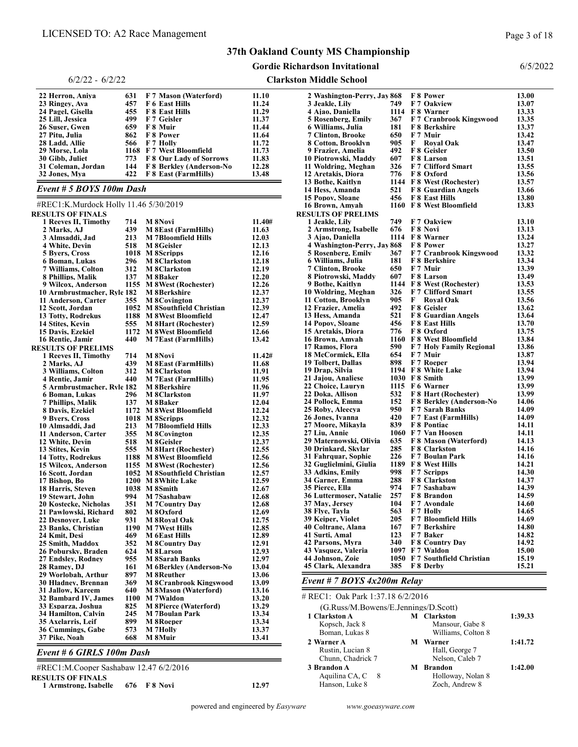LICENSED TO: A2 Race Management

# 37th Oakland County MS Championship

## Gordie Richardson Invitational

6/2/22 - 6/2/22 | Clarkston Middle School | 6/5/2022

| | | | | |
|---|---|---|---|---|
| 22 | Herron, Aniya | 631 | F 7 Mason (Waterford) | 11.10 |
| 23 | Ringey, Ava | 457 | F 6 East Hills | 11.24 |
| 24 | Pagel, Gisella | 455 | F 8 East Hills | 11.29 |
| 25 | Lill, Jessica | 499 | F 7 Geisler | 11.37 |
| 26 | Suser, Gwen | 659 | F 8 Muir | 11.44 |
| 27 | Pitu, Julia | 862 | F 8 Power | 11.64 |
| 28 | Ladd, Allie | 566 | F 7 Holly | 11.72 |
| 29 | Morse, Lola | 1168 | F 7 West Bloomfield | 11.73 |
| 30 | Gibb, Juliet | 773 | F 8 Our Lady of Sorrows | 11.83 |
| 31 | Coleman, Jordan | 144 | F 8 Berkley (Anderson-No | 12.28 |
| 32 | Jones, Mya | 422 | F 8 East (FarmHills) | 13.48 |

### Event # 5 BOYS 100m Dash

#REC1:K.Murdock Holly 11.46 5/30/2019

**RESULTS OF FINALS**

| | | | | |
|---|---|---|---|---|
| 1 | Reeves II, Timothy | 714 | M 8Novi | 11.40# |
| 2 | Marks, AJ | 439 | M 8East (FarmHills) | 11.63 |
| 3 | Almsaddi, Jad | 213 | M 7Bloomfield Hills | 12.03 |
| 4 | White, Devin | 518 | M 8Geisler | 12.13 |
| 5 | Byers, Cross | 1018 | M 8Scripps | 12.16 |
| 6 | Boman, Lukas | 296 | M 8Clarkston | 12.18 |
| 7 | Williams, Colton | 312 | M 8Clarkston | 12.19 |
| 8 | Phillips, Malik | 137 | M 8Baker | 12.20 |
| 9 | Wilcox, Anderson | 1155 | M 8West (Rochester) | 12.26 |
| 10 | Armbrustmacher, Ryle | 182 | M 8Berkshire | 12.37 |
| 11 | Anderson, Carter | 355 | M 8Covington | 12.37 |
| 12 | Scott, Jordan | 1052 | M 8Southfield Christian | 12.39 |
| 13 | Totty, Rodrekus | 1188 | M 8West Bloomfield | 12.47 |
| 14 | Stites, Kevin | 555 | M 8Hart (Rochester) | 12.59 |
| 15 | Davis, Ezekiel | 1172 | M 8West Bloomfield | 12.66 |
| 16 | Rentie, Jamir | 440 | M 7East (FarmHills) | 13.42 |

**RESULTS OF PRELIMS**

| | | | | |
|---|---|---|---|---|
| 1 | Reeves II, Timothy | 714 | M 8Novi | 11.42# |
| 2 | Marks, AJ | 439 | M 8East (FarmHills) | 11.68 |
| 3 | Williams, Colton | 312 | M 8Clarkston | 11.91 |
| 4 | Rentie, Jamir | 440 | M 7East (FarmHills) | 11.95 |
| 5 | Armbrustmacher, Ryle | 182 | M 8Berkshire | 11.96 |
| 6 | Boman, Lukas | 296 | M 8Clarkston | 11.97 |
| 7 | Phillips, Malik | 137 | M 8Baker | 12.04 |
| 8 | Davis, Ezekiel | 1172 | M 8West Bloomfield | 12.24 |
| 9 | Byers, Cross | 1018 | M 8Scripps | 12.32 |
| 10 | Almsaddi, Jad | 213 | M 7Bloomfield Hills | 12.33 |
| 11 | Anderson, Carter | 355 | M 8Covington | 12.35 |
| 12 | White, Devin | 518 | M 8Geisler | 12.37 |
| 13 | Stites, Kevin | 555 | M 8Hart (Rochester) | 12.55 |
| 14 | Totty, Rodrekus | 1188 | M 8West Bloomfield | 12.56 |
| 15 | Wilcox, Anderson | 1155 | M 8West (Rochester) | 12.56 |
| 16 | Scott, Jordan | 1052 | M 8Southfield Christian | 12.57 |
| 17 | Bishop, Bo | 1200 | M 8White Lake | 12.59 |
| 18 | Harris, Steven | 1038 | M 8Smith | 12.67 |
| 19 | Stewart, John | 994 | M 7Sashabaw | 12.68 |
| 20 | Kostecke, Nicholas | 351 | M 7Country Day | 12.68 |
| 21 | Pawlowski, Richard | 802 | M 8Oxford | 12.69 |
| 22 | Desnoyer, Luke | 931 | M 8Royal Oak | 12.75 |
| 23 | Banks, Christian | 1190 | M 7West Hills | 12.85 |
| 24 | Kmit, Desi | 469 | M 6East Hills | 12.89 |
| 25 | Smith, Maddox | 352 | M 8Country Day | 12.91 |
| 26 | Pobursky, Braden | 624 | M 8Larson | 12.93 |
| 27 | Endsley, Rodney | 955 | M 8Sarah Banks | 12.97 |
| 28 | Ramey, DJ | 161 | M 6Berkley (Anderson-No | 13.04 |
| 29 | Worlobah, Arthur | 897 | M 8Reuther | 13.06 |
| 30 | Hladney, Brennan | 369 | M 8Cranbrook Kingswood | 13.09 |
| 31 | Jallow, Kareem | 640 | M 8Mason (Waterford) | 13.16 |
| 32 | Bambard IV, James | 1100 | M 7Waldon | 13.20 |
| 33 | Esparza, Joshua | 825 | M 8Pierce (Waterford) | 13.29 |
| 34 | Hamilton, Calvin | 245 | M 7Boulan Park | 13.34 |
| 35 | Axelarris, Leif | 899 | M 8Roeper | 13.34 |
| 36 | Cummings, Gabe | 573 | M 7Holly | 13.37 |
| 37 | Pike, Noah | 668 | M 8Muir | 13.41 |

### Event # 6 GIRLS 100m Dash

#REC1:M.Cooper Sashabaw 12.47 6/2/2016

**RESULTS OF FINALS**

| | | | | |
|---|---|---|---|---|
| 1 | Armstrong, Isabelle | 676 | F 8 Novi | 12.97 |
| 2 | Washington-Perry, Jay | 868 | F 8 Power | 13.00 |
| 3 | Jeakle, Lily | 749 | F 7 Oakview | 13.07 |
| 4 | Ajao, Daniella | 1114 | F 8 Warner | 13.33 |
| 5 | Rosenberg, Emily | 367 | F 7 Cranbrook Kingswood | 13.35 |
| 6 | Williams, Julia | 181 | F 8 Berkshire | 13.37 |
| 7 | Clinton, Brooke | 650 | F 7 Muir | 13.42 |
| 8 | Cotton, Brooklyn | 905 | F Royal Oak | 13.47 |
| 9 | Frazier, Amelia | 492 | F 8 Geisler | 13.50 |
| 10 | Piotrowski, Maddy | 607 | F 8 Larson | 13.51 |
| 11 | Woldring, Meghan | 326 | F 7 Clifford Smart | 13.55 |
| 12 | Aretakis, Diora | 776 | F 8 Oxford | 13.56 |
| 13 | Bothe, Kaitlyn | 1144 | F 8 West (Rochester) | 13.57 |
| 14 | Hess, Amanda | 521 | F 8 Guardian Angels | 13.66 |
| 15 | Popov, Sloane | 456 | F 8 East Hills | 13.80 |
| 16 | Brown, Amyah | 1160 | F 8 West Bloomfield | 13.83 |

**RESULTS OF PRELIMS**

| | | | | |
|---|---|---|---|---|
| 1 | Jeakle, Lily | 749 | F 7 Oakview | 13.10 |
| 2 | Armstrong, Isabelle | 676 | F 8 Novi | 13.13 |
| 3 | Ajao, Daniella | 1114 | F 8 Warner | 13.24 |
| 4 | Washington-Perry, Jay | 868 | F 8 Power | 13.27 |
| 5 | Rosenberg, Emily | 367 | F 7 Cranbrook Kingswood | 13.32 |
| 6 | Williams, Julia | 181 | F 8 Berkshire | 13.34 |
| 7 | Clinton, Brooke | 650 | F 7 Muir | 13.39 |
| 8 | Piotrowski, Maddy | 607 | F 8 Larson | 13.49 |
| 9 | Bothe, Kaitlyn | 1144 | F 8 West (Rochester) | 13.53 |
| 10 | Woldring, Meghan | 326 | F 7 Clifford Smart | 13.55 |
| 11 | Cotton, Brooklyn | 905 | F Royal Oak | 13.56 |
| 12 | Frazier, Amelia | 492 | F 8 Geisler | 13.62 |
| 13 | Hess, Amanda | 521 | F 8 Guardian Angels | 13.64 |
| 14 | Popov, Sloane | 456 | F 8 East Hills | 13.70 |
| 15 | Aretakis, Diora | 776 | F 8 Oxford | 13.75 |
| 16 | Brown, Amyah | 1160 | F 8 West Bloomfield | 13.84 |
| 17 | Ramos, Flora | 590 | F 7 Holy Family Regional | 13.86 |
| 18 | McCormick, Ella | 654 | F 7 Muir | 13.87 |
| 19 | Tolbert, Dallas | 898 | F 7 Roeper | 13.94 |
| 19 | Drap, Silvia | 1194 | F 8 White Lake | 13.94 |
| 21 | Jajou, Analiese | 1030 | F 8 Smith | 13.99 |
| 22 | Choice, Lauryn | 1115 | F 6 Warner | 13.99 |
| 22 | Doka, Allison | 532 | F 8 Hart (Rochester) | 13.99 |
| 24 | Pollock, Emma | 152 | F 8 Berkley (Anderson-No | 14.06 |
| 25 | Roby, Aleecya | 950 | F 7 Sarah Banks | 14.09 |
| 26 | Jones, Ivanna | 420 | F 7 East (FarmHills) | 14.09 |
| 27 | Moore, Mikayla | 839 | F 8 Pontiac | 14.11 |
| 27 | Liu, Annie | 1060 | F 7 Van Hoosen | 14.11 |
| 29 | Maternowski, Olivia | 635 | F 8 Mason (Waterford) | 14.13 |
| 30 | Drinkard, Skylar | 285 | F 8 Clarkston | 14.16 |
| 31 | Fahrquar, Sophie | 226 | F 7 Boulan Park | 14.16 |
| 32 | Guglielmini, Giulia | 1189 | F 8 West Hills | 14.21 |
| 33 | Adkins, Emily | 998 | F 7 Scripps | 14.30 |
| 34 | Garner, Emma | 288 | F 8 Clarkston | 14.37 |
| 35 | Pierce, Ella | 974 | F 7 Sashabaw | 14.39 |
| 36 | Luttermoser, Natalie | 257 | F 8 Brandon | 14.59 |
| 37 | May, Jersey | 104 | F 7 Avondale | 14.60 |
| 38 | Flye, Tayla | 563 | F 7 Holly | 14.65 |
| 39 | Keiper, Violet | 205 | F 7 Bloomfield Hills | 14.69 |
| 40 | Coltrane, Alana | 167 | F 7 Berkshire | 14.80 |
| 41 | Surti, Amal | 123 | F 7 Baker | 14.82 |
| 42 | Parsons, Myra | 340 | F 8 Country Day | 14.92 |
| 43 | Vasquez, Valeria | 1097 | F 7 Waldon | 15.00 |
| 44 | Johnson, Zoie | 1050 | F 7 Southfield Christian | 15.19 |
| 45 | Clark, Alexandra | 385 | F 8 Derby | 15.21 |

### Event # 7 BOYS 4x200m Relay

# REC1: Oak Park 1:37.18 6/2/2016

(G.Russ/M.Bowens/E.Jennings/D.Scott)

| | | | |
|---|---|---|---|
| 1 Clarkston A | M | Clarkston | 1:39.33 |
| Kopsch, Jack 8 | | Mansour, Gabe 8 | |
| Boman, Lukas 8 | | Williams, Colton 8 | |
| 2 Warner A | M | Warner | 1:41.72 |
| Rustin, Lucian 8 | | Hall, George 7 | |
| Chunn, Chadrick 7 | | Nelson, Caleb 7 | |
| 3 Brandon A | M | Brandon | 1:42.00 |
| Aquilina CA, C 8 | | Holloway, Nolan 8 | |
| Hanson, Luke 8 | | Zoch, Andrew 8 | |

powered and engineered by *Easyware* www.goeasyware.com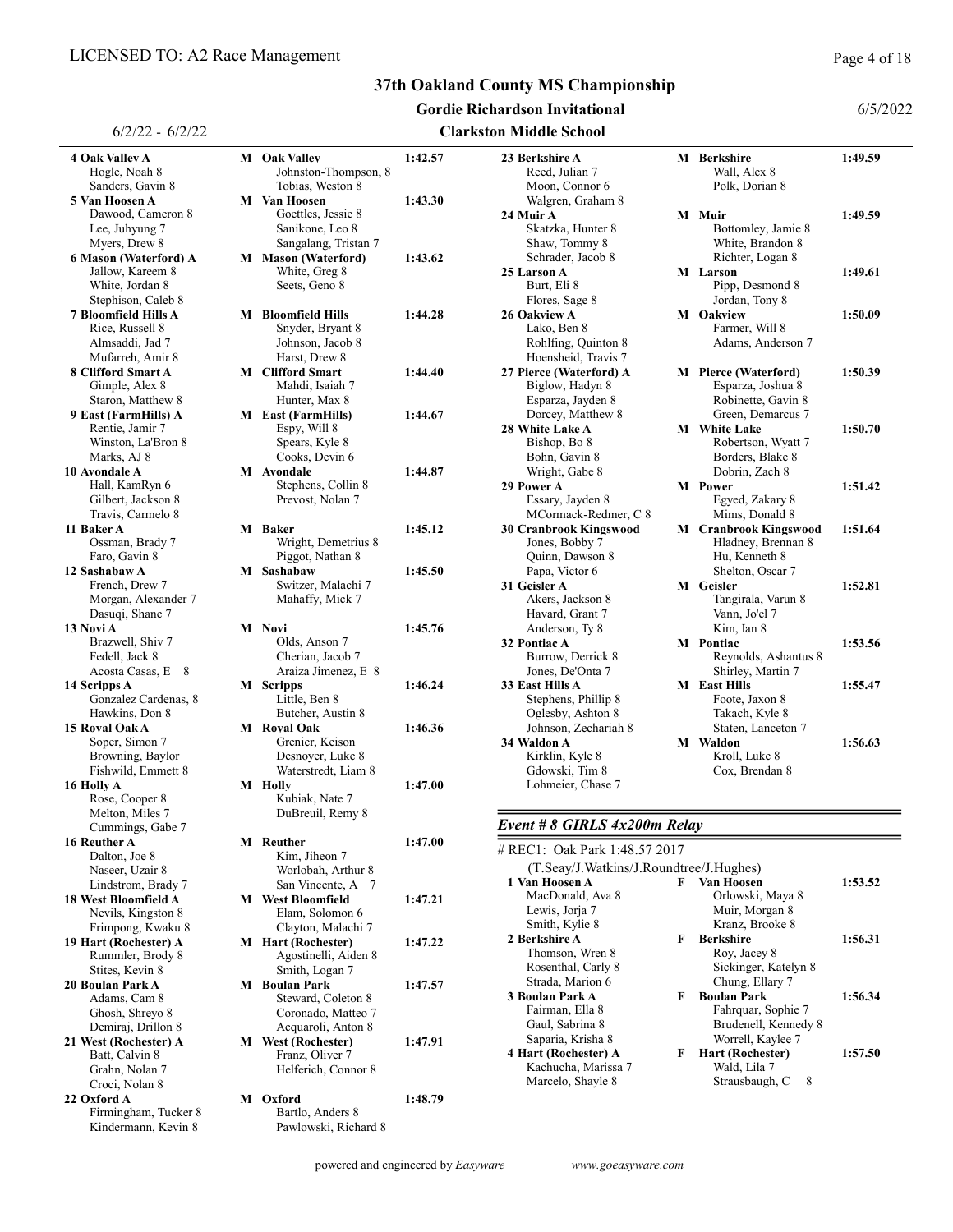# 37th Oakland County MS Championship

## Gordie Richardson Invitational

## Clarkston Middle School

6/2/22 - 6/2/22

| Place | Team | | School | Time |
|---|---|---|---|---|
| 4 | Oak Valley A | M | Oak Valley | 1:42.57 |
| | Hogle, Noah 8; Johnston-Thompson, 8; Sanders, Gavin 8; Tobias, Weston 8 | | | |
| 5 | Van Hoosen A | M | Van Hoosen | 1:43.30 |
| | Dawood, Cameron 8; Goettles, Jessie 8; Lee, Juhyung 7; Sanikone, Leo 8; Myers, Drew 8; Sangalang, Tristan 7 | | | |
| 6 | Mason (Waterford) A | M | Mason (Waterford) | 1:43.62 |
| | Jallow, Kareem 8; White, Greg 8; White, Jordan 8; Seets, Geno 8; Stephison, Caleb 8 | | | |
| 7 | Bloomfield Hills A | M | Bloomfield Hills | 1:44.28 |
| | Rice, Russell 8; Snyder, Bryant 8; Almsaddi, Jad 7; Johnson, Jacob 8; Mufarreh, Amir 8; Harst, Drew 8 | | | |
| 8 | Clifford Smart A | M | Clifford Smart | 1:44.40 |
| | Gimple, Alex 8; Mahdi, Isaiah 7; Staron, Matthew 8; Hunter, Max 8 | | | |
| 9 | East (FarmHills) A | M | East (FarmHills) | 1:44.67 |
| | Rentie, Jamir 7; Espy, Will 8; Winston, La'Bron 8; Spears, Kyle 8; Marks, AJ 8; Cooks, Devin 6 | | | |
| 10 | Avondale A | M | Avondale | 1:44.87 |
| | Hall, KamRyn 6; Stephens, Collin 8; Gilbert, Jackson 8; Prevost, Nolan 7; Travis, Carmelo 8 | | | |
| 11 | Baker A | M | Baker | 1:45.12 |
| | Ossman, Brady 7; Wright, Demetrius 8; Faro, Gavin 8; Piggot, Nathan 8 | | | |
| 12 | Sashabaw A | M | Sashabaw | 1:45.50 |
| | French, Drew 7; Switzer, Malachi 7; Morgan, Alexander 7; Mahaffy, Mick 7; Dasuqi, Shane 7 | | | |
| 13 | Novi A | M | Novi | 1:45.76 |
| | Brazwell, Shiv 7; Olds, Anson 7; Fedell, Jack 8; Cherian, Jacob 7; Acosta Casas, E 8; Araiza Jimenez, E 8 | | | |
| 14 | Scripps A | M | Scripps | 1:46.24 |
| | Gonzalez Cardenas, 8; Little, Ben 8; Hawkins, Don 8; Butcher, Austin 8 | | | |
| 15 | Royal Oak A | M | Royal Oak | 1:46.36 |
| | Soper, Simon 7; Grenier, Keison; Browning, Baylor; Desnoyer, Luke 8; Fishwild, Emmett 8; Waterstredt, Liam 8 | | | |
| 16 | Holly A | M | Holly | 1:47.00 |
| | Rose, Cooper 8; Kubiak, Nate 7; Melton, Miles 7; DuBreuil, Remy 8; Cummings, Gabe 7 | | | |
| 16 | Reuther A | M | Reuther | 1:47.00 |
| | Dalton, Joe 8; Kim, Jiheon 7; Naseer, Uzair 8; Worlobah, Arthur 8; Lindstrom, Brady 7; San Vincente, A 7 | | | |
| 18 | West Bloomfield A | M | West Bloomfield | 1:47.21 |
| | Nevils, Kingston 8; Elam, Solomon 6; Frimpong, Kwaku 8; Clayton, Malachi 7 | | | |
| 19 | Hart (Rochester) A | M | Hart (Rochester) | 1:47.22 |
| | Rummler, Brody 8; Agostinelli, Aiden 8; Stites, Kevin 8; Smith, Logan 7 | | | |
| 20 | Boulan Park A | M | Boulan Park | 1:47.57 |
| | Adams, Cam 8; Steward, Coleton 8; Ghosh, Shreyo 8; Coronado, Matteo 7; Demiraj, Drillon 8; Acquaroli, Anton 8 | | | |
| 21 | West (Rochester) A | M | West (Rochester) | 1:47.91 |
| | Batt, Calvin 8; Franz, Oliver 7; Grahn, Nolan 7; Helferich, Connor 8; Croci, Nolan 8 | | | |
| 22 | Oxford A | M | Oxford | 1:48.79 |
| | Firmingham, Tucker 8; Bartlo, Anders 8; Kindermann, Kevin 8; Pawlowski, Richard 8 | | | |
| 23 | Berkshire A | M | Berkshire | 1:49.59 |
| | Reed, Julian 7; Wall, Alex 8; Moon, Connor 6; Polk, Dorian 8; Walgren, Graham 8 | | | |
| 24 | Muir A | M | Muir | 1:49.59 |
| | Skatzka, Hunter 8; Bottomley, Jamie 8; Shaw, Tommy 8; White, Brandon 8; Schrader, Jacob 8; Richter, Logan 8 | | | |
| 25 | Larson A | M | Larson | 1:49.61 |
| | Burt, Eli 8; Pipp, Desmond 8; Flores, Sage 8; Jordan, Tony 8 | | | |
| 26 | Oakview A | M | Oakview | 1:50.09 |
| | Lako, Ben 8; Farmer, Will 8; Rohlfing, Quinton 8; Adams, Anderson 7; Hoensheid, Travis 7 | | | |
| 27 | Pierce (Waterford) A | M | Pierce (Waterford) | 1:50.39 |
| | Biglow, Hadyn 8; Esparza, Joshua 8; Esparza, Jayden 8; Robinette, Gavin 8; Dorcey, Matthew 8; Green, Demarcus 7 | | | |
| 28 | White Lake A | M | White Lake | 1:50.70 |
| | Bishop, Bo 8; Robertson, Wyatt 7; Bohn, Gavin 8; Borders, Blake 8; Wright, Gabe 8; Dobrin, Zach 8 | | | |
| 29 | Power A | M | Power | 1:51.42 |
| | Essary, Jayden 8; Egyed, Zakary 8; MCormack-Redmer, C 8; Mims, Donald 8 | | | |
| 30 | Cranbrook Kingswood | M | Cranbrook Kingswood | 1:51.64 |
| | Jones, Bobby 7; Hladney, Brennan 8; Quinn, Dawson 8; Hu, Kenneth 8; Papa, Victor 6; Shelton, Oscar 7 | | | |
| 31 | Geisler A | M | Geisler | 1:52.81 |
| | Akers, Jackson 8; Tangirala, Varun 8; Havard, Grant 7; Vann, Jo'el 7; Anderson, Ty 8; Kim, Ian 8 | | | |
| 32 | Pontiac A | M | Pontiac | 1:53.56 |
| | Burrow, Derrick 8; Reynolds, Ashantus 8; Jones, De'Onta 7; Shirley, Martin 7 | | | |
| 33 | East Hills A | M | East Hills | 1:55.47 |
| | Stephens, Phillip 8; Foote, Jaxon 8; Oglesby, Ashton 8; Takach, Kyle 8; Johnson, Zechariah 8; Staten, Lanceton 7 | | | |
| 34 | Waldon A | M | Waldon | 1:56.63 |
| | Kirklin, Kyle 8; Kroll, Luke 8; Gdowski, Tim 8; Cox, Brendan 8; Lohmeier, Chase 7 | | | |

### *Event # 8 GIRLS 4x200m Relay*

# REC1: Oak Park 1:48.57 2017
(T.Seay/J.Watkins/J.Roundtree/J.Hughes)

| Place | Team | | School | Time |
|---|---|---|---|---|
| 1 | Van Hoosen A | F | Van Hoosen | 1:53.52 |
| | MacDonald, Ava 8; Orlowski, Maya 8; Lewis, Jorja 7; Muir, Morgan 8; Smith, Kylie 8; Kranz, Brooke 8 | | | |
| 2 | Berkshire A | F | Berkshire | 1:56.31 |
| | Thomson, Wren 8; Roy, Jacey 8; Rosenthal, Carly 8; Sickinger, Katelyn 8; Strada, Marion 6; Chung, Ellary 7 | | | |
| 3 | Boulan Park A | F | Boulan Park | 1:56.34 |
| | Fairman, Ella 8; Fahrquar, Sophie 7; Gaul, Sabrina 8; Brudenell, Kennedy 8; Saparia, Krisha 8; Worrell, Kaylee 7 | | | |
| 4 | Hart (Rochester) A | F | Hart (Rochester) | 1:57.50 |
| | Kachucha, Marissa 7; Wald, Lila 7; Marcelo, Shayle 8; Strausbaugh, C 8 | | | |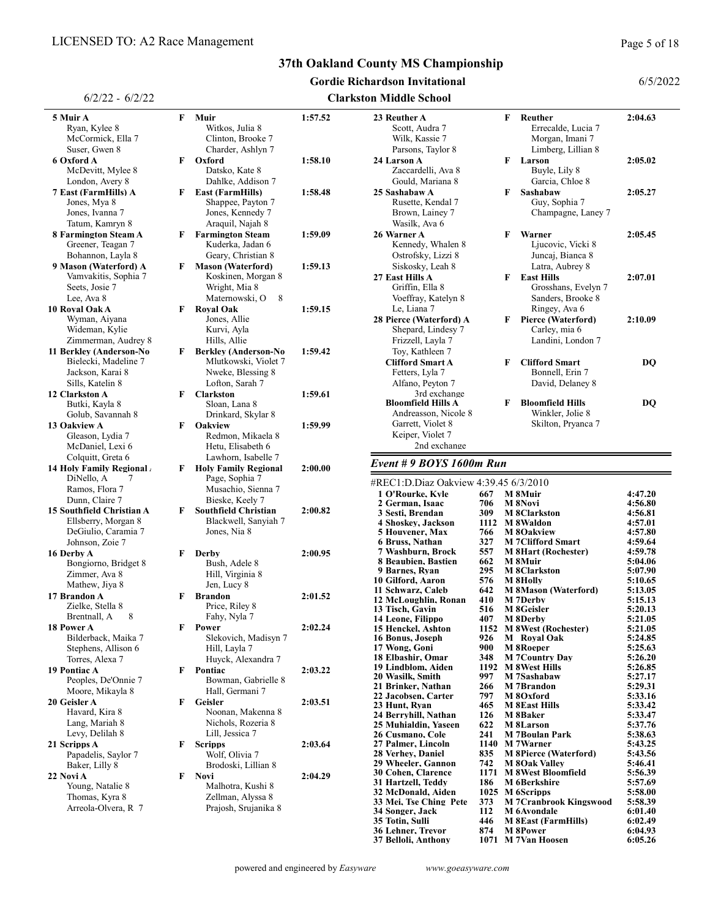# 37th Oakland County MS Championship

## Gordie Richardson Invitational

## Clarkston Middle School

6/2/22 - 6/2/22

| Team | | Relay | Time |
|---|---|---|---|
| 5 Muir A | F | Muir | 1:57.52 |
| Ryan, Kylee 8 | | Witkos, Julia 8 | |
| McCormick, Ella 7 | | Clinton, Brooke 7 | |
| Suser, Gwen 8 | | Charder, Ashlyn 7 | |
| 6 Oxford A | F | Oxford | 1:58.10 |
| McDevitt, Mylee 8 | | Datsko, Kate 8 | |
| London, Avery 8 | | Dahlke, Addison 7 | |
| 7 East (FarmHills) A | F | East (FarmHills) | 1:58.48 |
| Jones, Mya 8 | | Shappee, Payton 7 | |
| Jones, Ivanna 7 | | Jones, Kennedy 7 | |
| Tatum, Kamryn 8 | | Araquil, Najah 8 | |
| 8 Farmington Steam A | F | Farmington Steam | 1:59.09 |
| Greener, Teagan 7 | | Kuderka, Jadan 6 | |
| Bohannon, Layla 8 | | Geary, Christian 8 | |
| 9 Mason (Waterford) A | F | Mason (Waterford) | 1:59.13 |
| Vamvakitis, Sophia 7 | | Koskinen, Morgan 8 | |
| Seets, Josie 7 | | Wright, Mia 8 | |
| Lee, Ava 8 | | Maternowski, O 8 | |
| 10 Royal Oak A | F | Royal Oak | 1:59.15 |
| Wyman, Aiyana | | Jones, Allie | |
| Wideman, Kylie | | Kurvi, Ayla | |
| Zimmerman, Audrey 8 | | Hills, Allie | |
| 11 Berkley (Anderson-No | F | Berkley (Anderson-No | 1:59.42 |
| Bielecki, Madeline 7 | | Mlutkowski, Violet 7 | |
| Jackson, Karai 8 | | Nweke, Blessing 8 | |
| Sills, Katelin 8 | | Lofton, Sarah 7 | |
| 12 Clarkston A | F | Clarkston | 1:59.61 |
| Butki, Kayla 8 | | Sloan, Lana 8 | |
| Golub, Savannah 8 | | Drinkard, Skylar 8 | |
| 13 Oakview A | F | Oakview | 1:59.99 |
| Gleason, Lydia 7 | | Redmon, Mikaela 8 | |
| McDaniel, Lexi 6 | | Hetu, Elisabeth 6 | |
| Colquitt, Greta 6 | | Lawhorn, Isabelle 7 | |
| 14 Holy Family Regional A | F | Holy Family Regional | 2:00.00 |
| DiNello, A 7 | | Page, Sophia 7 | |
| Ramos, Flora 7 | | Musachio, Sienna 7 | |
| Dunn, Claire 7 | | Bieske, Keely 7 | |
| 15 Southfield Christian A | F | Southfield Christian | 2:00.82 |
| Ellsberry, Morgan 8 | | Blackwell, Sanyiah 7 | |
| DeGiulio, Caramia 7 | | Jones, Nia 8 | |
| Johnson, Zoie 7 | | | |
| 16 Derby A | F | Derby | 2:00.95 |
| Bongiorno, Bridget 8 | | Bush, Adele 8 | |
| Zimmer, Ava 8 | | Hill, Virginia 8 | |
| Mathew, Jiya 8 | | Jen, Lucy 8 | |
| 17 Brandon A | F | Brandon | 2:01.52 |
| Zielke, Stella 8 | | Price, Riley 8 | |
| Brentnall, A 8 | | Fahy, Nyla 7 | |
| 18 Power A | F | Power | 2:02.24 |
| Bilderback, Maika 7 | | Slekovich, Madisyn 7 | |
| Stephens, Allison 6 | | Hill, Layla 7 | |
| Torres, Alexa 7 | | Huyck, Alexandra 7 | |
| 19 Pontiac A | F | Pontiac | 2:03.22 |
| Peoples, De'Onnie 7 | | Bowman, Gabrielle 8 | |
| Moore, Mikayla 8 | | Hall, Germani 7 | |
| 20 Geisler A | F | Geisler | 2:03.51 |
| Havard, Kira 8 | | Noonan, Makenna 8 | |
| Lang, Mariah 8 | | Nichols, Rozeria 8 | |
| Levy, Delilah 8 | | Lill, Jessica 7 | |
| 21 Scripps A | F | Scripps | 2:03.64 |
| Papadelis, Saylor 7 | | Wolf, Olivia 7 | |
| Baker, Lilly 8 | | Brodoski, Lillian 8 | |
| 22 Novi A | F | Novi | 2:04.29 |
| Young, Natalie 8 | | Malhotra, Kushi 8 | |
| Thomas, Kyra 8 | | Zellman, Alyssa 8 | |
| Arreola-Olvera, R 7 | | Prajosh, Srujanika 8 | |
| 23 Reuther A | F | Reuther | 2:04.63 |
| Scott, Audra 7 | | Errecalde, Lucia 7 | |
| Wilk, Kassie 7 | | Morgan, Imani 7 | |
| Parsons, Taylor 8 | | Limberg, Lillian 8 | |
| 24 Larson A | F | Larson | 2:05.02 |
| Zaccardelli, Ava 8 | | Buyle, Lily 8 | |
| Gould, Mariana 8 | | Garcia, Chloe 8 | |
| 25 Sashabaw A | F | Sashabaw | 2:05.27 |
| Rusette, Kendal 7 | | Guy, Sophia 7 | |
| Brown, Lainey 7 | | Champagne, Laney 7 | |
| Wasilk, Ava 6 | | | |
| 26 Warner A | F | Warner | 2:05.45 |
| Kennedy, Whalen 8 | | Ljucovic, Vicki 8 | |
| Ostrofsky, Lizzi 8 | | Juncaj, Bianca 8 | |
| Siskosky, Leah 8 | | Latra, Aubrey 8 | |
| 27 East Hills A | F | East Hills | 2:07.01 |
| Griffin, Ella 8 | | Grosshans, Evelyn 7 | |
| Voeffray, Katelyn 8 | | Sanders, Brooke 8 | |
| Le, Liana 7 | | Ringey, Ava 6 | |
| 28 Pierce (Waterford) A | F | Pierce (Waterford) | 2:10.09 |
| Shepard, Lindesy 7 | | Carley, mia 6 | |
| Frizzell, Layla 7 | | Landini, London 7 | |
| Toy, Kathleen 7 | | | |
| Clifford Smart A | F | Clifford Smart | DQ |
| Fetters, Lyla 7 | | Bonnell, Erin 7 | |
| Alfano, Peyton 7 | | David, Delaney 8 | |
| 3rd exchange | | | |
| Bloomfield Hills A | F | Bloomfield Hills | DQ |
| Andreasson, Nicole 8 | | Winkler, Jolie 8 | |
| Garrett, Violet 8 | | Skilton, Pryanca 7 | |
| Keiper, Violet 7 | | | |
| 2nd exchange | | | |

### *Event # 9 BOYS 1600m Run*

#REC1:D.Diaz Oakview 4:39.45 6/3/2010

| Place | Name | # | Gr/School | Time |
|---|---|---|---|---|
| 1 | O'Rourke, Kyle | 667 | M 8Muir | 4:47.20 |
| 2 | German, Isaac | 706 | M 8Novi | 4:56.80 |
| 3 | Sesti, Brendan | 309 | M 8Clarkston | 4:56.81 |
| 4 | Shoskey, Jackson | 1112 | M 8Waldon | 4:57.01 |
| 5 | Houvener, Max | 766 | M 8Oakview | 4:57.80 |
| 6 | Bruss, Nathan | 327 | M 7Clifford Smart | 4:59.64 |
| 7 | Washburn, Brock | 557 | M 8Hart (Rochester) | 4:59.78 |
| 8 | Beaubien, Bastien | 662 | M 8Muir | 5:04.06 |
| 9 | Barnes, Ryan | 295 | M 8Clarkston | 5:07.90 |
| 10 | Gilford, Aaron | 576 | M 8Holly | 5:10.65 |
| 11 | Schwarz, Caleb | 642 | M 8Mason (Waterford) | 5:13.05 |
| 12 | McLoughlin, Ronan | 410 | M 7Derby | 5:15.13 |
| 13 | Tisch, Gavin | 516 | M 8Geisler | 5:20.13 |
| 14 | Leone, Filippo | 407 | M 8Derby | 5:21.05 |
| 15 | Henckel, Ashton | 1152 | M 8West (Rochester) | 5:21.05 |
| 16 | Bonus, Joseph | 926 | M Royal Oak | 5:24.85 |
| 17 | Wong, Goni | 900 | M 8Roeper | 5:25.63 |
| 18 | Elbashir, Omar | 348 | M 7Country Day | 5:26.20 |
| 19 | Lindblom, Aiden | 1192 | M 8West Hills | 5:26.85 |
| 20 | Wasilk, Smith | 997 | M 7Sashabaw | 5:27.17 |
| 21 | Brinker, Nathan | 266 | M 7Brandon | 5:29.31 |
| 22 | Jacobsen, Carter | 797 | M 8Oxford | 5:33.16 |
| 23 | Hunt, Ryan | 465 | M 8East Hills | 5:33.42 |
| 24 | Berryhill, Nathan | 126 | M 8Baker | 5:33.47 |
| 25 | Muhialdin, Yaseen | 622 | M 8Larson | 5:37.76 |
| 26 | Cusmano, Cole | 241 | M 7Boulan Park | 5:38.63 |
| 27 | Palmer, Lincoln | 1140 | M 7Warner | 5:43.25 |
| 28 | Verhey, Daniel | 835 | M 8Pierce (Waterford) | 5:43.56 |
| 29 | Wheeler, Gannon | 742 | M 8Oak Valley | 5:46.41 |
| 30 | Cohen, Clarence | 1171 | M 8West Bloomfield | 5:56.39 |
| 31 | Hartzell, Teddy | 186 | M 6Berkshire | 5:57.69 |
| 32 | McDonald, Aiden | 1025 | M 6Scripps | 5:58.00 |
| 33 | Mei, Tse Ching Pete | 373 | M 7Cranbrook Kingswood | 5:58.39 |
| 34 | Songer, Jack | 112 | M 6Avondale | 6:01.40 |
| 35 | Totin, Sulli | 446 | M 8East (FarmHills) | 6:02.49 |
| 36 | Lehner, Trevor | 874 | M 8Power | 6:04.93 |
| 37 | Belloli, Anthony | 1071 | M 7Van Hoosen | 6:05.26 |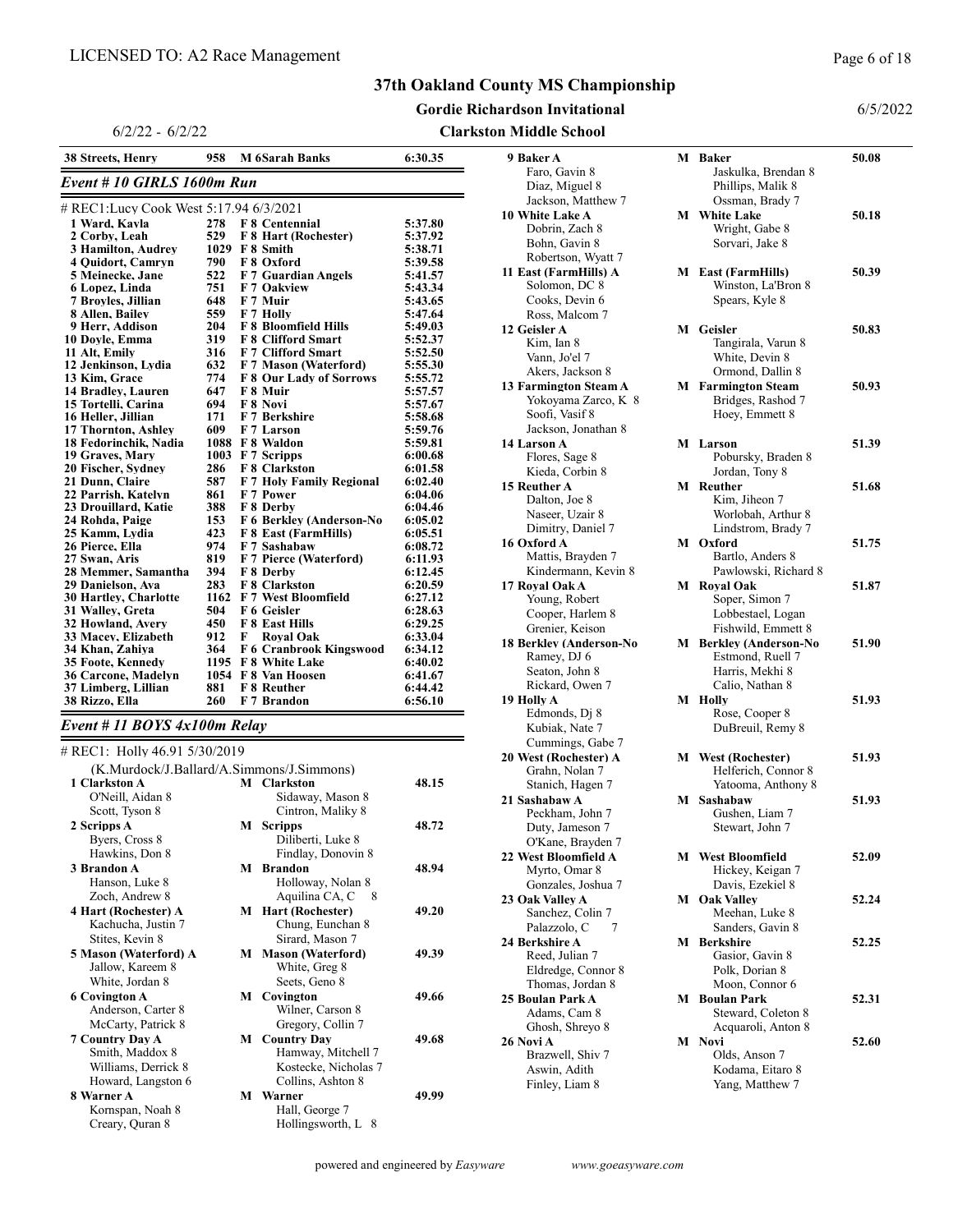LICENSED TO: A2 Race Management

## 37th Oakland County MS Championship

**Gordie Richardson Invitational**

**Clarkston Middle School**

6/2/22 - 6/2/22

6/5/2022

| | | | | |
|---|---|---|---|---|
| 38 Streets, Henry | 958 | M 6 | Sarah Banks | 6:30.35 |

### Event # 10 GIRLS 1600m Run

# REC1: Lucy Cook West 5:17.94 6/3/2021

| Place | Name | No. | Gr | School | Time |
|---|---|---|---|---|---|
| 1 | Ward, Kayla | 278 | F 8 | Centennial | 5:37.80 |
| 2 | Corby, Leah | 529 | F 8 | Hart (Rochester) | 5:37.92 |
| 3 | Hamilton, Audrey | 1029 | F 8 | Smith | 5:38.71 |
| 4 | Quidort, Camryn | 790 | F 8 | Oxford | 5:39.58 |
| 5 | Meinecke, Jane | 522 | F 7 | Guardian Angels | 5:41.57 |
| 6 | Lopez, Linda | 751 | F 7 | Oakview | 5:43.34 |
| 7 | Broyles, Jillian | 648 | F 7 | Muir | 5:43.65 |
| 8 | Allen, Bailey | 559 | F 7 | Holly | 5:47.64 |
| 9 | Herr, Addison | 204 | F 8 | Bloomfield Hills | 5:49.03 |
| 10 | Doyle, Emma | 319 | F 8 | Clifford Smart | 5:52.37 |
| 11 | Alt, Emily | 316 | F 7 | Clifford Smart | 5:52.50 |
| 12 | Jenkinson, Lydia | 632 | F 7 | Mason (Waterford) | 5:55.30 |
| 13 | Kim, Grace | 774 | F 8 | Our Lady of Sorrows | 5:55.72 |
| 14 | Bradley, Lauren | 647 | F 8 | Muir | 5:57.57 |
| 15 | Tortelli, Carina | 694 | F 8 | Novi | 5:57.67 |
| 16 | Heller, Jillian | 171 | F 7 | Berkshire | 5:58.68 |
| 17 | Thornton, Ashley | 609 | F 7 | Larson | 5:59.76 |
| 18 | Fedorinchik, Nadia | 1088 | F 8 | Waldon | 5:59.81 |
| 19 | Graves, Mary | 1003 | F 7 | Scripps | 6:00.68 |
| 20 | Fischer, Sydney | 286 | F 8 | Clarkston | 6:01.58 |
| 21 | Dunn, Claire | 587 | F 7 | Holy Family Regional | 6:02.40 |
| 22 | Parrish, Katelyn | 861 | F 7 | Power | 6:04.06 |
| 23 | Drouillard, Katie | 388 | F 8 | Derby | 6:04.46 |
| 24 | Rohda, Paige | 153 | F 6 | Berkley (Anderson-No | 6:05.02 |
| 25 | Kamm, Lydia | 423 | F 8 | East (FarmHills) | 6:05.51 |
| 26 | Pierce, Ella | 974 | F 7 | Sashabaw | 6:08.72 |
| 27 | Swan, Aris | 819 | F 7 | Pierce (Waterford) | 6:11.93 |
| 28 | Memmer, Samantha | 394 | F 8 | Derby | 6:12.45 |
| 29 | Danielson, Ava | 283 | F 8 | Clarkston | 6:20.59 |
| 30 | Hartley, Charlotte | 1162 | F 7 | West Bloomfield | 6:27.12 |
| 31 | Walley, Greta | 504 | F 6 | Geisler | 6:28.63 |
| 32 | Howland, Avery | 450 | F 8 | East Hills | 6:29.25 |
| 33 | Macey, Elizabeth | 912 | F | Royal Oak | 6:33.04 |
| 34 | Khan, Zahiya | 364 | F 6 | Cranbrook Kingswood | 6:34.12 |
| 35 | Foote, Kennedy | 1195 | F 8 | White Lake | 6:40.02 |
| 36 | Carcone, Madelyn | 1054 | F 8 | Van Hoosen | 6:41.67 |
| 37 | Limberg, Lillian | 881 | F 8 | Reuther | 6:44.42 |
| 38 | Rizzo, Ella | 260 | F 7 | Brandon | 6:56.10 |

### Event # 11 BOYS 4x100m Relay

# REC1: Holly 46.91 5/30/2019
(K.Murdock/J.Ballard/A.Simmons/J.Simmons)

| Team | | School | Time |
|---|---|---|---|
| 1 Clarkston A | M | Clarkston | 48.15 |
| O'Neill, Aidan 8 | | Sidaway, Mason 8 | |
| Scott, Tyson 8 | | Cintron, Maliky 8 | |
| 2 Scripps A | M | Scripps | 48.72 |
| Byers, Cross 8 | | Diliberti, Luke 8 | |
| Hawkins, Don 8 | | Findlay, Donovin 8 | |
| 3 Brandon A | M | Brandon | 48.94 |
| Hanson, Luke 8 | | Holloway, Nolan 8 | |
| Zoch, Andrew 8 | | Aquilina CA, C 8 | |
| 4 Hart (Rochester) A | M | Hart (Rochester) | 49.20 |
| Kachucha, Justin 7 | | Chung, Eunchan 8 | |
| Stites, Kevin 8 | | Sirard, Mason 7 | |
| 5 Mason (Waterford) A | M | Mason (Waterford) | 49.39 |
| Jallow, Kareem 8 | | White, Greg 8 | |
| White, Jordan 8 | | Seets, Geno 8 | |
| 6 Covington A | M | Covington | 49.66 |
| Anderson, Carter 8 | | Wilner, Carson 8 | |
| McCarty, Patrick 8 | | Gregory, Collin 7 | |
| 7 Country Day A | M | Country Day | 49.68 |
| Smith, Maddox 8 | | Hamway, Mitchell 7 | |
| Williams, Derrick 8 | | Kostecke, Nicholas 7 | |
| Howard, Langston 6 | | Collins, Ashton 8 | |
| 8 Warner A | M | Warner | 49.99 |
| Kornspan, Noah 8 | | Hall, George 7 | |
| Creary, Quran 8 | | Hollingsworth, L 8 | |
| 9 Baker A | M | Baker | 50.08 |
| Faro, Gavin 8 | | Jaskulka, Brendan 8 | |
| Diaz, Miguel 8 | | Phillips, Malik 8 | |
| Jackson, Matthew 7 | | Ossman, Brady 7 | |
| 10 White Lake A | M | White Lake | 50.18 |
| Dobrin, Zach 8 | | Wright, Gabe 8 | |
| Bohn, Gavin 8 | | Sorvari, Jake 8 | |
| Robertson, Wyatt 7 | | | |
| 11 East (FarmHills) A | M | East (FarmHills) | 50.39 |
| Solomon, DC 8 | | Winston, La'Bron 8 | |
| Cooks, Devin 6 | | Spears, Kyle 8 | |
| Ross, Malcom 7 | | | |
| 12 Geisler A | M | Geisler | 50.83 |
| Kim, Ian 8 | | Tangirala, Varun 8 | |
| Vann, Jo'el 7 | | White, Devin 8 | |
| Akers, Jackson 8 | | Ormond, Dallin 8 | |
| 13 Farmington Steam A | M | Farmington Steam | 50.93 |
| Yokoyama Zarco, K 8 | | Bridges, Rashod 7 | |
| Soofi, Vasif 8 | | Hoey, Emmett 8 | |
| Jackson, Jonathan 8 | | | |
| 14 Larson A | M | Larson | 51.39 |
| Flores, Sage 8 | | Pobursky, Braden 8 | |
| Kieda, Corbin 8 | | Jordan, Tony 8 | |
| 15 Reuther A | M | Reuther | 51.68 |
| Dalton, Joe 8 | | Kim, Jiheon 7 | |
| Naseer, Uzair 8 | | Worlobah, Arthur 8 | |
| Dimitry, Daniel 7 | | Lindstrom, Brady 7 | |
| 16 Oxford A | M | Oxford | 51.75 |
| Mattis, Brayden 7 | | Bartlo, Anders 8 | |
| Kindermann, Kevin 8 | | Pawlowski, Richard 8 | |
| 17 Royal Oak A | M | Royal Oak | 51.87 |
| Young, Robert | | Soper, Simon 7 | |
| Cooper, Harlem 8 | | Lobbestael, Logan | |
| Grenier, Keison | | Fishwild, Emmett 8 | |
| 18 Berkley (Anderson-No | M | Berkley (Anderson-No | 51.90 |
| Ramey, DJ 6 | | Estmond, Ruell 7 | |
| Seaton, John 8 | | Harris, Mekhi 8 | |
| Rickard, Owen 7 | | Calio, Nathan 8 | |
| 19 Holly A | M | Holly | 51.93 |
| Edmonds, Dj 8 | | Rose, Cooper 8 | |
| Kubiak, Nate 7 | | DuBreuil, Remy 8 | |
| Cummings, Gabe 7 | | | |
| 20 West (Rochester) A | M | West (Rochester) | 51.93 |
| Grahn, Nolan 7 | | Helferich, Connor 8 | |
| Stanich, Hagen 7 | | Yatooma, Anthony 8 | |
| 21 Sashabaw A | M | Sashabaw | 51.93 |
| Peckham, John 7 | | Gushen, Liam 7 | |
| Duty, Jameson 7 | | Stewart, John 7 | |
| O'Kane, Brayden 7 | | | |
| 22 West Bloomfield A | M | West Bloomfield | 52.09 |
| Myrto, Omar 8 | | Hickey, Keigan 7 | |
| Gonzales, Joshua 7 | | Davis, Ezekiel 8 | |
| 23 Oak Valley A | M | Oak Valley | 52.24 |
| Sanchez, Colin 7 | | Meehan, Luke 8 | |
| Palazzolo, C 7 | | Sanders, Gavin 8 | |
| 24 Berkshire A | M | Berkshire | 52.25 |
| Reed, Julian 7 | | Gasior, Gavin 8 | |
| Eldredge, Connor 8 | | Polk, Dorian 8 | |
| Thomas, Jordan 8 | | Moon, Connor 6 | |
| 25 Boulan Park A | M | Boulan Park | 52.31 |
| Adams, Cam 8 | | Steward, Coleton 8 | |
| Ghosh, Shreyo 8 | | Acquaroli, Anton 8 | |
| 26 Novi A | M | Novi | 52.60 |
| Brazwell, Shiv 7 | | Olds, Anson 7 | |
| Aswin, Adith | | Kodama, Eitaro 8 | |
| Finley, Liam 8 | | Yang, Matthew 7 | |

powered and engineered by *Easyware* www.goeasyware.com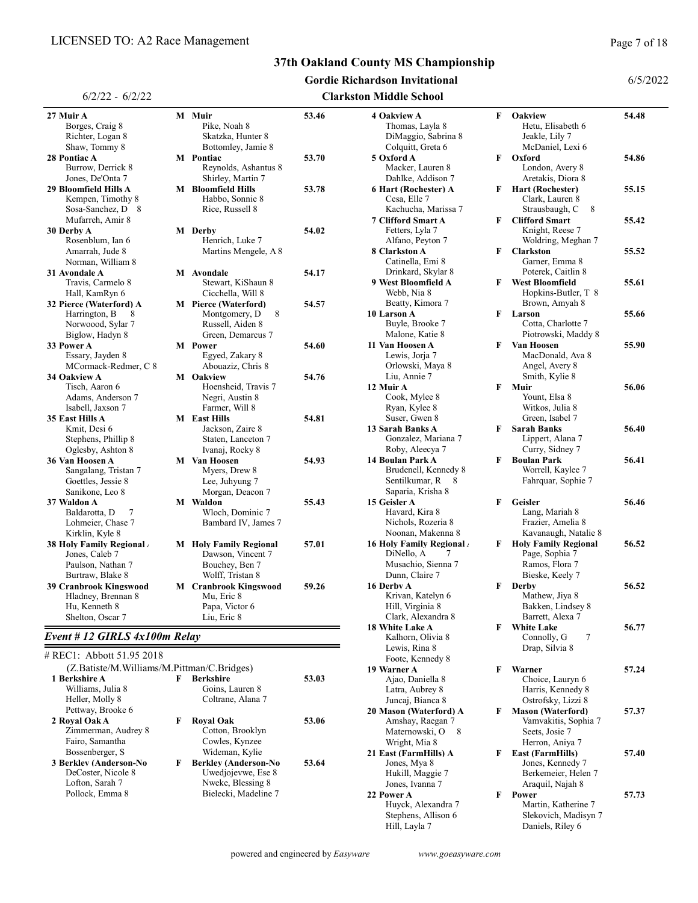# 37th Oakland County MS Championship

**Gordie Richardson Invitational**

**Clarkston Middle School**

6/2/22 - 6/2/22

| Team | | Relay | Time |
|---|---|---|---|
| **27 Muir A** | **M** | **Muir** | **53.46** |
| Borges, Craig 8 | | Pike, Noah 8 | |
| Richter, Logan 8 | | Skatzka, Hunter 8 | |
| Shaw, Tommy 8 | | Bottomley, Jamie 8 | |
| **28 Pontiac A** | **M** | **Pontiac** | **53.70** |
| Burrow, Derrick 8 | | Reynolds, Ashantus 8 | |
| Jones, De'Onta 7 | | Shirley, Martin 7 | |
| **29 Bloomfield Hills A** | **M** | **Bloomfield Hills** | **53.78** |
| Kempen, Timothy 8 | | Habbo, Sonnie 8 | |
| Sosa-Sanchez, D 8 | | Rice, Russell 8 | |
| Mufarreh, Amir 8 | | | |
| **30 Derby A** | **M** | **Derby** | **54.02** |
| Rosenblum, Ian 6 | | Henrich, Luke 7 | |
| Amarrah, Jude 8 | | Martins Mengele, A 8 | |
| Norman, William 8 | | | |
| **31 Avondale A** | **M** | **Avondale** | **54.17** |
| Travis, Carmelo 8 | | Stewart, KiShaun 8 | |
| Hall, KamRyn 6 | | Cicchella, Will 8 | |
| **32 Pierce (Waterford) A** | **M** | **Pierce (Waterford)** | **54.57** |
| Harrington, B 8 | | Montgomery, D 8 | |
| Norwoood, Sylar 7 | | Russell, Aiden 8 | |
| Biglow, Hadyn 8 | | Green, Demarcus 7 | |
| **33 Power A** | **M** | **Power** | **54.60** |
| Essary, Jayden 8 | | Egyed, Zakary 8 | |
| MCormack-Redmer, C 8 | | Abouaziz, Chris 8 | |
| **34 Oakview A** | **M** | **Oakview** | **54.76** |
| Tisch, Aaron 6 | | Hoensheid, Travis 7 | |
| Adams, Anderson 7 | | Negri, Austin 8 | |
| Isabell, Jaxson 7 | | Farmer, Will 8 | |
| **35 East Hills A** | **M** | **East Hills** | **54.81** |
| Kmit, Desi 6 | | Jackson, Zaire 8 | |
| Stephens, Phillip 8 | | Staten, Lanceton 7 | |
| Oglesby, Ashton 8 | | Ivanaj, Rocky 8 | |
| **36 Van Hoosen A** | **M** | **Van Hoosen** | **54.93** |
| Sangalang, Tristan 7 | | Myers, Drew 8 | |
| Goettles, Jessie 8 | | Lee, Juhyung 7 | |
| Sanikone, Leo 8 | | Morgan, Deacon 7 | |
| **37 Waldon A** | **M** | **Waldon** | **55.43** |
| Baldarotta, D 7 | | Wloch, Dominic 7 | |
| Lohmeier, Chase 7 | | Bambard IV, James 7 | |
| Kirklin, Kyle 8 | | | |
| **38 Holy Family Regional A** | **M** | **Holy Family Regional** | **57.01** |
| Jones, Caleb 7 | | Dawson, Vincent 7 | |
| Paulson, Nathan 7 | | Bouchey, Ben 7 | |
| Burtraw, Blake 8 | | Wolff, Tristan 8 | |
| **39 Cranbrook Kingswood** | **M** | **Cranbrook Kingswood** | **59.26** |
| Hladney, Brennan 8 | | Mu, Eric 8 | |
| Hu, Kenneth 8 | | Papa, Victor 6 | |
| Shelton, Oscar 7 | | Liu, Eric 8 | |

## *Event # 12 GIRLS 4x100m Relay*

# REC1: Abbott 51.95 2018

(Z.Batiste/M.Williams/M.Pittman/C.Bridges)

| Team | | Relay | Time |
|---|---|---|---|
| **1 Berkshire A** | **F** | **Berkshire** | **53.03** |
| Williams, Julia 8 | | Goins, Lauren 8 | |
| Heller, Molly 8 | | Coltrane, Alana 7 | |
| Pettway, Brooke 6 | | | |
| **2 Royal Oak A** | **F** | **Royal Oak** | **53.06** |
| Zimmerman, Audrey 8 | | Cotton, Brooklyn | |
| Fairo, Samantha | | Cowles, Kynzee | |
| Bossenberger, S | | Wideman, Kylie | |
| **3 Berkley (Anderson-No** | **F** | **Berkley (Anderson-No** | **53.64** |
| DeCoster, Nicole 8 | | Uwedjojevwe, Ese 8 | |
| Lofton, Sarah 7 | | Nweke, Blessing 8 | |
| Pollock, Emma 8 | | Bielecki, Madeline 7 | |
| **4 Oakview A** | **F** | **Oakview** | **54.48** |
| Thomas, Layla 8 | | Hetu, Elisabeth 6 | |
| DiMaggio, Sabrina 8 | | Jeakle, Lily 7 | |
| Colquitt, Greta 6 | | McDaniel, Lexi 6 | |
| **5 Oxford A** | **F** | **Oxford** | **54.86** |
| Macker, Lauren 8 | | London, Avery 8 | |
| Dahlke, Addison 7 | | Aretakis, Diora 8 | |
| **6 Hart (Rochester) A** | **F** | **Hart (Rochester)** | **55.15** |
| Cesa, Elle 7 | | Clark, Lauren 8 | |
| Kachucha, Marissa 7 | | Strausbaugh, C 8 | |
| **7 Clifford Smart A** | **F** | **Clifford Smart** | **55.42** |
| Fetters, Lyla 7 | | Knight, Reese 7 | |
| Alfano, Peyton 7 | | Woldring, Meghan 7 | |
| **8 Clarkston A** | **F** | **Clarkston** | **55.52** |
| Catinella, Emi 8 | | Garner, Emma 8 | |
| Drinkard, Skylar 8 | | Poterek, Caitlin 8 | |
| **9 West Bloomfield A** | **F** | **West Bloomfield** | **55.61** |
| Webb, Nia 8 | | Hopkins-Butler, T 8 | |
| Beatty, Kimora 7 | | Brown, Amyah 8 | |
| **10 Larson A** | **F** | **Larson** | **55.66** |
| Buyle, Brooke 7 | | Cotta, Charlotte 7 | |
| Malone, Katie 8 | | Piotrowski, Maddy 8 | |
| **11 Van Hoosen A** | **F** | **Van Hoosen** | **55.90** |
| Lewis, Jorja 7 | | MacDonald, Ava 8 | |
| Orlowski, Maya 8 | | Angel, Avery 8 | |
| Liu, Annie 7 | | Smith, Kylie 8 | |
| **12 Muir A** | **F** | **Muir** | **56.06** |
| Cook, Mylee 8 | | Yount, Elsa 8 | |
| Ryan, Kylee 8 | | Witkos, Julia 8 | |
| Suser, Gwen 8 | | Green, Isabel 7 | |
| **13 Sarah Banks A** | **F** | **Sarah Banks** | **56.40** |
| Gonzalez, Mariana 7 | | Lippert, Alana 7 | |
| Roby, Aleecya 7 | | Curry, Sidney 7 | |
| **14 Boulan Park A** | **F** | **Boulan Park** | **56.41** |
| Brudenell, Kennedy 8 | | Worrell, Kaylee 7 | |
| Sentilkumar, R 8 | | Fahrquar, Sophie 7 | |
| Saparia, Krisha 8 | | | |
| **15 Geisler A** | **F** | **Geisler** | **56.46** |
| Havard, Kira 8 | | Lang, Mariah 8 | |
| Nichols, Rozeria 8 | | Frazier, Amelia 8 | |
| Noonan, Makenna 8 | | Kavanaugh, Natalie 8 | |
| **16 Holy Family Regional A** | **F** | **Holy Family Regional** | **56.52** |
| DiNello, A 7 | | Page, Sophia 7 | |
| Musachio, Sienna 7 | | Ramos, Flora 7 | |
| Dunn, Claire 7 | | Bieske, Keely 7 | |
| **16 Derby A** | **F** | **Derby** | **56.52** |
| Krivan, Katelyn 6 | | Mathew, Jiya 8 | |
| Hill, Virginia 8 | | Bakken, Lindsey 8 | |
| Clark, Alexandra 8 | | Barrett, Alexa 7 | |
| **18 White Lake A** | **F** | **White Lake** | **56.77** |
| Kalhorn, Olivia 8 | | Connolly, G 7 | |
| Lewis, Rina 8 | | Drap, Silvia 8 | |
| Foote, Kennedy 8 | | | |
| **19 Warner A** | **F** | **Warner** | **57.24** |
| Ajao, Daniella 8 | | Choice, Lauryn 6 | |
| Latra, Aubrey 8 | | Harris, Kennedy 8 | |
| Juncaj, Bianca 8 | | Ostrofsky, Lizzi 8 | |
| **20 Mason (Waterford) A** | **F** | **Mason (Waterford)** | **57.37** |
| Amshay, Raegan 7 | | Vamvakitis, Sophia 7 | |
| Maternowski, O 8 | | Seets, Josie 7 | |
| Wright, Mia 8 | | Herron, Aniya 7 | |
| **21 East (FarmHills) A** | **F** | **East (FarmHills)** | **57.40** |
| Jones, Mya 8 | | Jones, Kennedy 7 | |
| Hukill, Maggie 7 | | Berkemeier, Helen 7 | |
| Jones, Ivanna 7 | | Araquil, Najah 8 | |
| **22 Power A** | **F** | **Power** | **57.73** |
| Huyck, Alexandra 7 | | Martin, Katherine 7 | |
| Stephens, Allison 6 | | Slekovich, Madisyn 7 | |
| Hill, Layla 7 | | Daniels, Riley 6 | |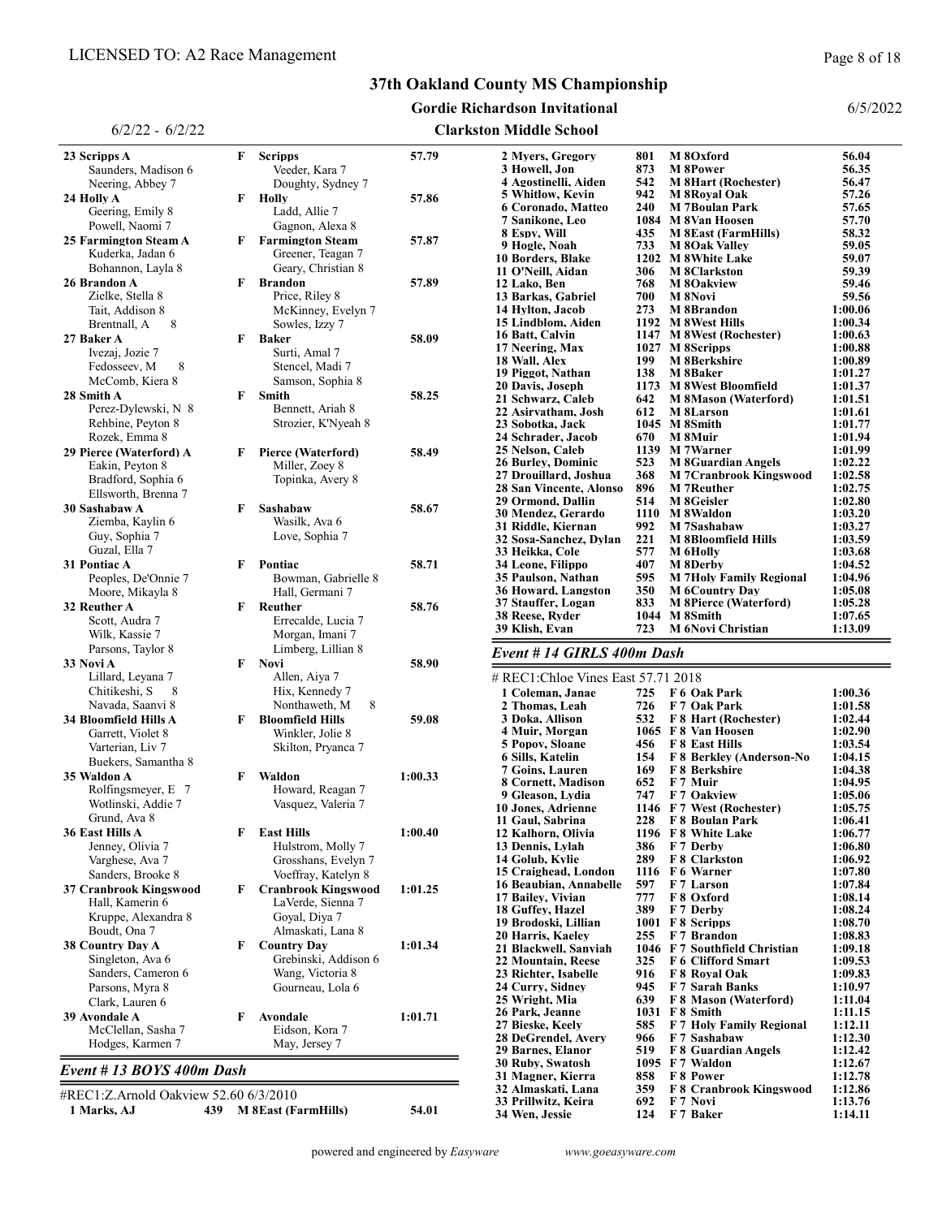# 37th Oakland County MS Championship

## Gordie Richardson Invitational

## Clarkston Middle School

6/2/22 - 6/2/22

6/5/2022

| | | | |
|---|---|---|---|
| 23 Scripps A | F | Scripps | 57.79 |
| Saunders, Madison 6 | | Veeder, Kara 7 | |
| Neering, Abbey 7 | | Doughty, Sydney 7 | |
| 24 Holly A | F | Holly | 57.86 |
| Geering, Emily 8 | | Ladd, Allie 7 | |
| Powell, Naomi 7 | | Gagnon, Alexa 8 | |
| 25 Farmington Steam A | F | Farmington Steam | 57.87 |
| Kuderka, Jadan 6 | | Greener, Teagan 7 | |
| Bohannon, Layla 8 | | Geary, Christian 8 | |
| 26 Brandon A | F | Brandon | 57.89 |
| Zielke, Stella 8 | | Price, Riley 8 | |
| Tait, Addison 8 | | McKinney, Evelyn 7 | |
| Brentnall, A 8 | | Sowles, Izzy 7 | |
| 27 Baker A | F | Baker | 58.09 |
| Ivezaj, Jozie 7 | | Surti, Amal 7 | |
| Fedosseev, M 8 | | Stencel, Madi 7 | |
| McComb, Kiera 8 | | Samson, Sophia 8 | |
| 28 Smith A | F | Smith | 58.25 |
| Perez-Dylewski, N 8 | | Bennett, Ariah 8 | |
| Rehbine, Peyton 8 | | Strozier, K'Nyeah 8 | |
| Rozek, Emma 8 | | | |
| 29 Pierce (Waterford) A | F | Pierce (Waterford) | 58.49 |
| Eakin, Peyton 8 | | Miller, Zoey 8 | |
| Bradford, Sophia 6 | | Topinka, Avery 8 | |
| Ellsworth, Brenna 7 | | | |
| 30 Sashabaw A | F | Sashabaw | 58.67 |
| Ziemba, Kaylin 6 | | Wasilk, Ava 6 | |
| Guy, Sophia 7 | | Love, Sophia 7 | |
| Guzal, Ella 7 | | | |
| 31 Pontiac A | F | Pontiac | 58.71 |
| Peoples, De'Onnie 7 | | Bowman, Gabrielle 8 | |
| Moore, Mikayla 8 | | Hall, Germani 7 | |
| 32 Reuther A | F | Reuther | 58.76 |
| Scott, Audra 7 | | Errecalde, Lucia 7 | |
| Wilk, Kassie 7 | | Morgan, Imani 7 | |
| Parsons, Taylor 8 | | Limberg, Lillian 8 | |
| 33 Novi A | F | Novi | 58.90 |
| Lillard, Leyana 7 | | Allen, Aiya 7 | |
| Chitikeshi, S 8 | | Hix, Kennedy 7 | |
| Navada, Saanvi 8 | | Nonthaweth, M 8 | |
| 34 Bloomfield Hills A | F | Bloomfield Hills | 59.08 |
| Garrett, Violet 8 | | Winkler, Jolie 8 | |
| Varterian, Liv 7 | | Skilton, Pryanca 7 | |
| Buekers, Samantha 8 | | | |
| 35 Waldon A | F | Waldon | 1:00.33 |
| Rolfingsmeyer, E 7 | | Howard, Reagan 7 | |
| Wotlinski, Addie 7 | | Vasquez, Valeria 7 | |
| Grund, Ava 8 | | | |
| 36 East Hills A | F | East Hills | 1:00.40 |
| Jenney, Olivia 7 | | Hulstrom, Molly 7 | |
| Varghese, Ava 7 | | Grosshans, Evelyn 7 | |
| Sanders, Brooke 8 | | Voeffray, Katelyn 8 | |
| 37 Cranbrook Kingswood | F | Cranbrook Kingswood | 1:01.25 |
| Hall, Kamerin 6 | | LaVerde, Sienna 7 | |
| Kruppe, Alexandra 8 | | Goyal, Diya 7 | |
| Boudt, Ona 7 | | Almaskati, Lana 8 | |
| 38 Country Day A | F | Country Day | 1:01.34 |
| Singleton, Ava 6 | | Grebinski, Addison 6 | |
| Sanders, Cameron 6 | | Wang, Victoria 8 | |
| Parsons, Myra 8 | | Gourneau, Lola 6 | |
| Clark, Lauren 6 | | | |
| 39 Avondale A | F | Avondale | 1:01.71 |
| McClellan, Sasha 7 | | Eidson, Kora 7 | |
| Hodges, Karmen 7 | | May, Jersey 7 | |

### Event # 13 BOYS 400m Dash

#REC1:Z.Arnold Oakview 52.60 6/3/2010

| | | | | | |
|---|---|---|---|---|---|
| 1 Marks, AJ | 439 | M | 8 | East (FarmHills) | 54.01 |
| 2 Myers, Gregory | 801 | M | 8 | Oxford | 56.04 |
| 3 Howell, Jon | 873 | M | 8 | Power | 56.35 |
| 4 Agostinelli, Aiden | 542 | M | 8 | Hart (Rochester) | 56.47 |
| 5 Whitlow, Kevin | 942 | M | 8 | Royal Oak | 57.26 |
| 6 Coronado, Matteo | 240 | M | 7 | Boulan Park | 57.65 |
| 7 Sanikone, Leo | 1084 | M | 8 | Van Hoosen | 57.70 |
| 8 Espy, Will | 435 | M | 8 | East (FarmHills) | 58.32 |
| 9 Hogle, Noah | 733 | M | 8 | Oak Valley | 59.05 |
| 10 Borders, Blake | 1202 | M | 8 | White Lake | 59.07 |
| 11 O'Neill, Aidan | 306 | M | 8 | Clarkston | 59.39 |
| 12 Lako, Ben | 768 | M | 8 | Oakview | 59.46 |
| 13 Barkas, Gabriel | 700 | M | 8 | Novi | 59.56 |
| 14 Hylton, Jacob | 273 | M | 8 | Brandon | 1:00.06 |
| 15 Lindblom, Aiden | 1192 | M | 8 | West Hills | 1:00.34 |
| 16 Batt, Calvin | 1147 | M | 8 | West (Rochester) | 1:00.63 |
| 17 Neering, Max | 1027 | M | 8 | Scripps | 1:00.88 |
| 18 Wall, Alex | 199 | M | 8 | Berkshire | 1:00.89 |
| 19 Piggot, Nathan | 138 | M | 8 | Baker | 1:01.27 |
| 20 Davis, Joseph | 1173 | M | 8 | West Bloomfield | 1:01.37 |
| 21 Schwarz, Caleb | 642 | M | 8 | Mason (Waterford) | 1:01.51 |
| 22 Asirvatham, Josh | 612 | M | 8 | Larson | 1:01.61 |
| 23 Sobotka, Jack | 1045 | M | 8 | Smith | 1:01.77 |
| 24 Schrader, Jacob | 670 | M | 8 | Muir | 1:01.94 |
| 25 Nelson, Caleb | 1139 | M | 7 | Warner | 1:01.99 |
| 26 Burley, Dominic | 523 | M | 8 | Guardian Angels | 1:02.22 |
| 27 Drouillard, Joshua | 368 | M | 7 | Cranbrook Kingswood | 1:02.58 |
| 28 San Vincente, Alonso | 896 | M | 7 | Reuther | 1:02.75 |
| 29 Ormond, Dallin | 514 | M | 8 | Geisler | 1:02.80 |
| 30 Mendez, Gerardo | 1110 | M | 8 | Waldon | 1:03.20 |
| 31 Riddle, Kiernan | 992 | M | 7 | Sashabaw | 1:03.27 |
| 32 Sosa-Sanchez, Dylan | 221 | M | 8 | Bloomfield Hills | 1:03.59 |
| 33 Heikka, Cole | 577 | M | 6 | Holly | 1:03.68 |
| 34 Leone, Filippo | 407 | M | 8 | Derby | 1:04.52 |
| 35 Paulson, Nathan | 595 | M | 7 | Holy Family Regional | 1:04.96 |
| 36 Howard, Langston | 350 | M | 6 | Country Day | 1:05.08 |
| 37 Stauffer, Logan | 833 | M | 8 | Pierce (Waterford) | 1:05.28 |
| 38 Reese, Ryder | 1044 | M | 8 | Smith | 1:07.65 |
| 39 Klish, Evan | 723 | M | 6 | Novi Christian | 1:13.09 |

### Event # 14 GIRLS 400m Dash

# REC1:Chloe Vines East 57.71 2018

| | | | | | |
|---|---|---|---|---|---|
| 1 Coleman, Janae | 725 | F | 6 | Oak Park | 1:00.36 |
| 2 Thomas, Leah | 726 | F | 7 | Oak Park | 1:01.58 |
| 3 Doka, Allison | 532 | F | 8 | Hart (Rochester) | 1:02.44 |
| 4 Muir, Morgan | 1065 | F | 8 | Van Hoosen | 1:02.90 |
| 5 Popov, Sloane | 456 | F | 8 | East Hills | 1:03.54 |
| 6 Sills, Katelin | 154 | F | 8 | Berkley (Anderson-No | 1:04.15 |
| 7 Goins, Lauren | 169 | F | 8 | Berkshire | 1:04.38 |
| 8 Cornett, Madison | 652 | F | 7 | Muir | 1:04.95 |
| 9 Gleason, Lydia | 747 | F | 7 | Oakview | 1:05.06 |
| 10 Jones, Adrienne | 1146 | F | 7 | West (Rochester) | 1:05.75 |
| 11 Gaul, Sabrina | 228 | F | 8 | Boulan Park | 1:06.41 |
| 12 Kalhorn, Olivia | 1196 | F | 8 | White Lake | 1:06.77 |
| 13 Dennis, Lylah | 386 | F | 7 | Derby | 1:06.80 |
| 14 Golub, Kylie | 289 | F | 8 | Clarkston | 1:06.92 |
| 15 Craighead, London | 1116 | F | 6 | Warner | 1:07.80 |
| 16 Beaubian, Annabelle | 597 | F | 7 | Larson | 1:07.84 |
| 17 Bailey, Vivian | 777 | F | 8 | Oxford | 1:08.14 |
| 18 Guffey, Hazel | 389 | F | 7 | Derby | 1:08.24 |
| 19 Brodoski, Lillian | 1001 | F | 8 | Scripps | 1:08.70 |
| 20 Harris, Kaeley | 255 | F | 7 | Brandon | 1:08.83 |
| 21 Blackwell, Sanyiah | 1046 | F | 7 | Southfield Christian | 1:09.18 |
| 22 Mountain, Reese | 325 | F | 6 | Clifford Smart | 1:09.53 |
| 23 Richter, Isabelle | 916 | F | 8 | Royal Oak | 1:09.83 |
| 24 Curry, Sidney | 945 | F | 7 | Sarah Banks | 1:10.97 |
| 25 Wright, Mia | 639 | F | 8 | Mason (Waterford) | 1:11.04 |
| 26 Park, Jeanne | 1031 | F | 8 | Smith | 1:11.15 |
| 27 Bieske, Keely | 585 | F | 7 | Holy Family Regional | 1:12.11 |
| 28 DeGrendel, Avery | 966 | F | 7 | Sashabaw | 1:12.30 |
| 29 Barnes, Elanor | 519 | F | 8 | Guardian Angels | 1:12.42 |
| 30 Ruby, Swatosh | 1095 | F | 7 | Waldon | 1:12.67 |
| 31 Magner, Kierra | 858 | F | 8 | Power | 1:12.78 |
| 32 Almaskati, Lana | 359 | F | 8 | Cranbrook Kingswood | 1:12.86 |
| 33 Prillwitz, Keira | 692 | F | 7 | Novi | 1:13.76 |
| 34 Wen, Jessie | 124 | F | 7 | Baker | 1:14.11 |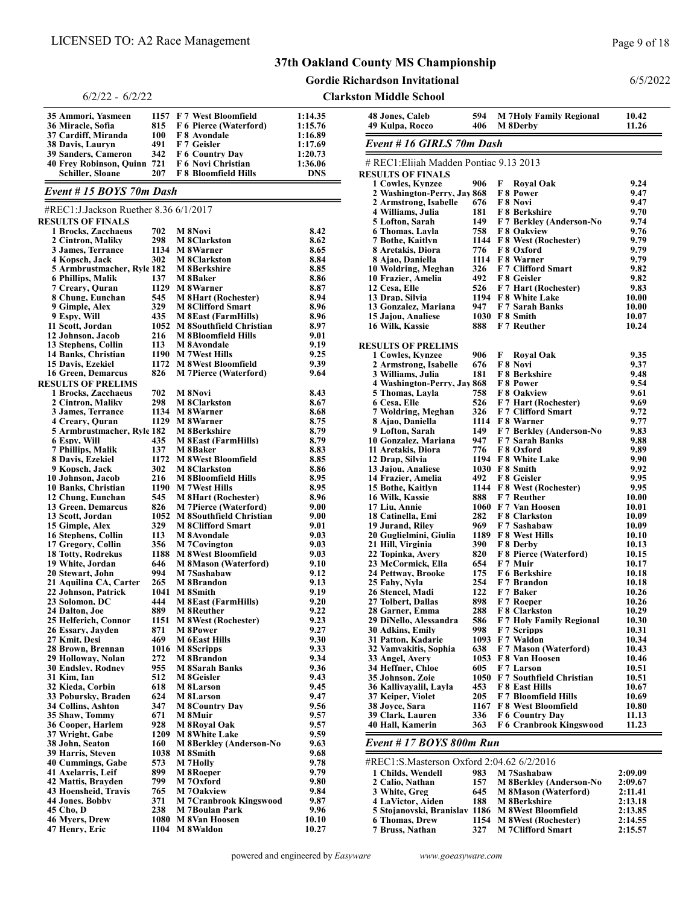# 37th Oakland County MS Championship

**Gordie Richardson Invitational**

6/2/22 - 6/2/22 **Clarkston Middle School** 6/5/2022

| | | | | |
|---|---|---|---|---|
| 35 | Ammori, Yasmeen | 1157 | F 7 West Bloomfield | 1:14.35 |
| 36 | Miracle, Sofia | 815 | F 6 Pierce (Waterford) | 1:15.76 |
| 37 | Cardiff, Miranda | 100 | F 8 Avondale | 1:16.89 |
| 38 | Davis, Lauryn | 491 | F 7 Geisler | 1:17.69 |
| 39 | Sanders, Cameron | 342 | F 6 Country Day | 1:20.73 |
| 40 | Frey Robinson, Quinn | 721 | F 6 Novi Christian | 1:36.06 |
| | Schiller, Sloane | 207 | F 8 Bloomfield Hills | DNS |

## Event # 15 BOYS 70m Dash

#REC1:J.Jackson Ruether 8.36 6/1/2017

**RESULTS OF FINALS**

| | | | | |
|---|---|---|---|---|
| 1 | Brocks, Zacchaeus | 702 | M 8Novi | 8.42 |
| 2 | Cintron, Maliky | 298 | M 8Clarkston | 8.62 |
| 3 | James, Terrance | 1134 | M 8Warner | 8.65 |
| 4 | Kopsch, Jack | 302 | M 8Clarkston | 8.84 |
| 5 | Armbrustmacher, Ryle | 182 | M 8Berkshire | 8.85 |
| 6 | Phillips, Malik | 137 | M 8Baker | 8.86 |
| 7 | Creary, Quran | 1129 | M 8Warner | 8.87 |
| 8 | Chung, Eunchan | 545 | M 8Hart (Rochester) | 8.94 |
| 9 | Gimple, Alex | 329 | M 8Clifford Smart | 8.96 |
| 9 | Espy, Will | 435 | M 8East (FarmHills) | 8.96 |
| 11 | Scott, Jordan | 1052 | M 8Southfield Christian | 8.97 |
| 12 | Johnson, Jacob | 216 | M 8Bloomfield Hills | 9.01 |
| 13 | Stephens, Collin | 113 | M 8Avondale | 9.19 |
| 14 | Banks, Christian | 1190 | M 7West Hills | 9.25 |
| 15 | Davis, Ezekiel | 1172 | M 8West Bloomfield | 9.39 |
| 16 | Green, Demarcus | 826 | M 7Pierce (Waterford) | 9.64 |

**RESULTS OF PRELIMS**

| | | | | |
|---|---|---|---|---|
| 1 | Brocks, Zacchaeus | 702 | M 8Novi | 8.43 |
| 2 | Cintron, Maliky | 298 | M 8Clarkston | 8.67 |
| 3 | James, Terrance | 1134 | M 8Warner | 8.68 |
| 4 | Creary, Quran | 1129 | M 8Warner | 8.75 |
| 5 | Armbrustmacher, Ryle | 182 | M 8Berkshire | 8.79 |
| 6 | Espy, Will | 435 | M 8East (FarmHills) | 8.79 |
| 7 | Phillips, Malik | 137 | M 8Baker | 8.83 |
| 8 | Davis, Ezekiel | 1172 | M 8West Bloomfield | 8.85 |
| 9 | Kopsch, Jack | 302 | M 8Clarkston | 8.86 |
| 10 | Johnson, Jacob | 216 | M 8Bloomfield Hills | 8.95 |
| 10 | Banks, Christian | 1190 | M 7West Hills | 8.95 |
| 12 | Chung, Eunchan | 545 | M 8Hart (Rochester) | 8.96 |
| 13 | Green, Demarcus | 826 | M 7Pierce (Waterford) | 9.00 |
| 13 | Scott, Jordan | 1052 | M 8Southfield Christian | 9.00 |
| 15 | Gimple, Alex | 329 | M 8Clifford Smart | 9.01 |
| 16 | Stephens, Collin | 113 | M 8Avondale | 9.03 |
| 17 | Gregory, Collin | 356 | M 7Covington | 9.03 |
| 18 | Totty, Rodrekus | 1188 | M 8West Bloomfield | 9.03 |
| 19 | White, Jordan | 646 | M 8Mason (Waterford) | 9.10 |
| 20 | Stewart, John | 994 | M 7Sashabaw | 9.12 |
| 21 | Aquilina CA, Carter | 265 | M 8Brandon | 9.13 |
| 22 | Johnson, Patrick | 1041 | M 8Smith | 9.19 |
| 23 | Solomon, DC | 444 | M 8East (FarmHills) | 9.20 |
| 24 | Dalton, Joe | 889 | M 8Reuther | 9.22 |
| 25 | Helferich, Connor | 1151 | M 8West (Rochester) | 9.23 |
| 26 | Essary, Jayden | 871 | M 8Power | 9.27 |
| 27 | Kmit, Desi | 469 | M 6East Hills | 9.30 |
| 28 | Brown, Brennan | 1016 | M 8Scripps | 9.33 |
| 29 | Holloway, Nolan | 272 | M 8Brandon | 9.34 |
| 30 | Endsley, Rodney | 955 | M 8Sarah Banks | 9.36 |
| 31 | Kim, Ian | 512 | M 8Geisler | 9.43 |
| 32 | Kieda, Corbin | 618 | M 8Larson | 9.45 |
| 33 | Pobursky, Braden | 624 | M 8Larson | 9.47 |
| 34 | Collins, Ashton | 347 | M 8Country Day | 9.56 |
| 35 | Shaw, Tommy | 671 | M 8Muir | 9.57 |
| 36 | Cooper, Harlem | 928 | M 8Royal Oak | 9.57 |
| 37 | Wright, Gabe | 1209 | M 8White Lake | 9.59 |
| 38 | John, Seaton | 160 | M 8Berkley (Anderson-No | 9.63 |
| 39 | Harris, Steven | 1038 | M 8Smith | 9.68 |
| 40 | Cummings, Gabe | 573 | M 7Holly | 9.78 |
| 41 | Axelarris, Leif | 899 | M 8Roeper | 9.79 |
| 42 | Mattis, Brayden | 799 | M 7Oxford | 9.80 |
| 43 | Hoensheid, Travis | 765 | M 7Oakview | 9.84 |
| 44 | Jones, Bobby | 371 | M 7Cranbrook Kingswood | 9.87 |
| 45 | Cho, D | 238 | M 7Boulan Park | 9.96 |
| 46 | Myers, Drew | 1080 | M 8Van Hoosen | 10.10 |
| 47 | Henry, Eric | 1104 | M 8Waldon | 10.27 |
| 48 | Jones, Caleb | 594 | M 7Holy Family Regional | 10.42 |
| 49 | Kulpa, Rocco | 406 | M 8Derby | 11.26 |

## Event # 16 GIRLS 70m Dash

# REC1:Elijah Madden Pontiac 9.13 2013

**RESULTS OF FINALS**

| | | | | |
|---|---|---|---|---|
| 1 | Cowles, Kynzee | 906 | F Royal Oak | 9.24 |
| 2 | Washington-Perry, Jay | 868 | F 8 Power | 9.47 |
| 2 | Armstrong, Isabelle | 676 | F 8 Novi | 9.47 |
| 4 | Williams, Julia | 181 | F 8 Berkshire | 9.70 |
| 5 | Lofton, Sarah | 149 | F 7 Berkley (Anderson-No | 9.74 |
| 6 | Thomas, Layla | 758 | F 8 Oakview | 9.76 |
| 7 | Bothe, Kaitlyn | 1144 | F 8 West (Rochester) | 9.79 |
| 8 | Aretakis, Diora | 776 | F 8 Oxford | 9.79 |
| 8 | Ajao, Daniella | 1114 | F 8 Warner | 9.79 |
| 10 | Woldring, Meghan | 326 | F 7 Clifford Smart | 9.82 |
| 10 | Frazier, Amelia | 492 | F 8 Geisler | 9.82 |
| 12 | Cesa, Elle | 526 | F 7 Hart (Rochester) | 9.83 |
| 13 | Drap, Silvia | 1194 | F 8 White Lake | 10.00 |
| 13 | Gonzalez, Mariana | 947 | F 7 Sarah Banks | 10.00 |
| 15 | Jajou, Analiese | 1030 | F 8 Smith | 10.07 |
| 16 | Wilk, Kassie | 888 | F 7 Reuther | 10.24 |

**RESULTS OF PRELIMS**

| | | | | |
|---|---|---|---|---|
| 1 | Cowles, Kynzee | 906 | F Royal Oak | 9.35 |
| 2 | Armstrong, Isabelle | 676 | F 8 Novi | 9.37 |
| 3 | Williams, Julia | 181 | F 8 Berkshire | 9.48 |
| 4 | Washington-Perry, Jay | 868 | F 8 Power | 9.54 |
| 5 | Thomas, Layla | 758 | F 8 Oakview | 9.61 |
| 6 | Cesa, Elle | 526 | F 7 Hart (Rochester) | 9.69 |
| 7 | Woldring, Meghan | 326 | F 7 Clifford Smart | 9.72 |
| 8 | Ajao, Daniella | 1114 | F 8 Warner | 9.77 |
| 9 | Lofton, Sarah | 149 | F 7 Berkley (Anderson-No | 9.83 |
| 10 | Gonzalez, Mariana | 947 | F 7 Sarah Banks | 9.88 |
| 11 | Aretakis, Diora | 776 | F 8 Oxford | 9.89 |
| 12 | Drap, Silvia | 1194 | F 8 White Lake | 9.90 |
| 13 | Jajou, Analiese | 1030 | F 8 Smith | 9.92 |
| 14 | Frazier, Amelia | 492 | F 8 Geisler | 9.95 |
| 15 | Bothe, Kaitlyn | 1144 | F 8 West (Rochester) | 9.95 |
| 16 | Wilk, Kassie | 888 | F 7 Reuther | 10.00 |
| 17 | Liu, Annie | 1060 | F 7 Van Hoosen | 10.01 |
| 18 | Catinella, Emi | 282 | F 8 Clarkston | 10.09 |
| 19 | Jurand, Riley | 969 | F 7 Sashabaw | 10.09 |
| 20 | Guglielmini, Giulia | 1189 | F 8 West Hills | 10.10 |
| 21 | Hill, Virginia | 390 | F 8 Derby | 10.13 |
| 22 | Topinka, Avery | 820 | F 8 Pierce (Waterford) | 10.15 |
| 23 | McCormick, Ella | 654 | F 7 Muir | 10.17 |
| 24 | Pettway, Brooke | 175 | F 6 Berkshire | 10.18 |
| 25 | Fahy, Nyla | 254 | F 7 Brandon | 10.18 |
| 26 | Stencel, Madi | 122 | F 7 Baker | 10.26 |
| 27 | Tolbert, Dallas | 898 | F 7 Roeper | 10.26 |
| 28 | Garner, Emma | 288 | F 8 Clarkston | 10.29 |
| 29 | DiNello, Alessandra | 586 | F 7 Holy Family Regional | 10.30 |
| 30 | Adkins, Emily | 998 | F 7 Scripps | 10.31 |
| 31 | Patton, Kadarie | 1093 | F 7 Waldon | 10.34 |
| 32 | Vamvakitis, Sophia | 638 | F 7 Mason (Waterford) | 10.43 |
| 33 | Angel, Avery | 1053 | F 8 Van Hoosen | 10.46 |
| 34 | Heffner, Chloe | 605 | F 7 Larson | 10.51 |
| 35 | Johnson, Zoie | 1050 | F 7 Southfield Christian | 10.51 |
| 36 | Kallivayalil, Layla | 453 | F 8 East Hills | 10.67 |
| 37 | Keiper, Violet | 205 | F 7 Bloomfield Hills | 10.69 |
| 38 | Joyce, Sara | 1167 | F 8 West Bloomfield | 10.80 |
| 39 | Clark, Lauren | 336 | F 6 Country Day | 11.13 |
| 40 | Hall, Kamerin | 363 | F 6 Cranbrook Kingswood | 11.23 |

## Event # 17 BOYS 800m Run

#REC1:S.Masterson Oxford 2:04.62 6/2/2016

| | | | | |
|---|---|---|---|---|
| 1 | Childs, Wendell | 983 | M 7Sashabaw | 2:09.09 |
| 2 | Calio, Nathan | 157 | M 8Berkley (Anderson-No | 2:09.67 |
| 3 | White, Greg | 645 | M 8Mason (Waterford) | 2:11.41 |
| 4 | LaVictor, Aiden | 188 | M 8Berkshire | 2:13.18 |
| 5 | Stojanovski, Branislav | 1186 | M 8West Bloomfield | 2:13.85 |
| 6 | Thomas, Drew | 1154 | M 8West (Rochester) | 2:14.55 |
| 7 | Bruss, Nathan | 327 | M 7Clifford Smart | 2:15.57 |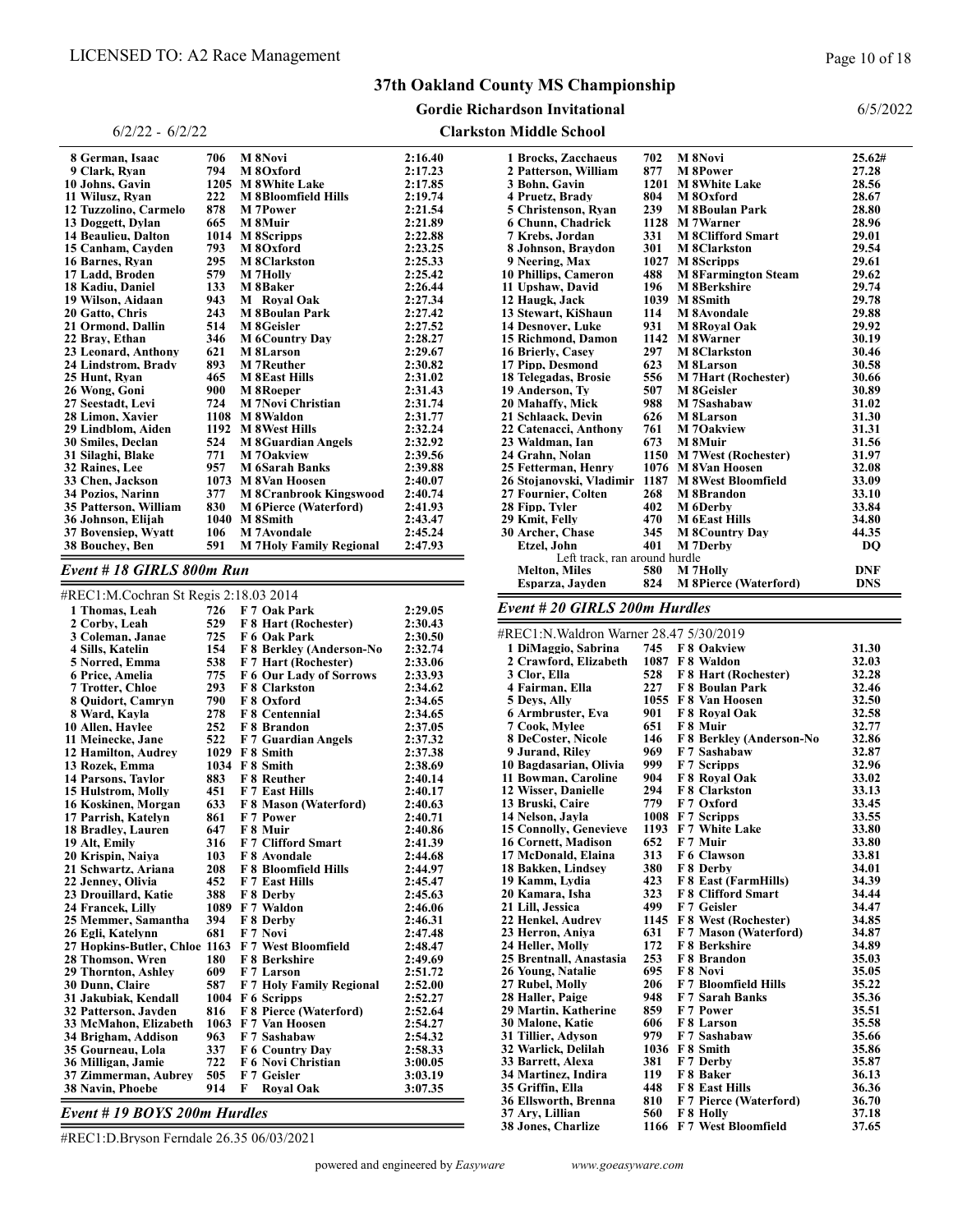LICENSED TO: A2 Race Management

# 37th Oakland County MS Championship

**Gordie Richardson Invitational**

6/2/22 - 6/2/22 **Clarkston Middle School** 6/5/2022

| | | | | |
|---|---|---|---|---|
| 8 German, Isaac | 706 | M 8 | Novi | 2:16.40 |
| 9 Clark, Ryan | 794 | M 8 | Oxford | 2:17.23 |
| 10 Johns, Gavin | 1205 | M 8 | White Lake | 2:17.85 |
| 11 Wilusz, Ryan | 222 | M 8 | Bloomfield Hills | 2:19.74 |
| 12 Tuzzolino, Carmelo | 878 | M 7 | Power | 2:21.54 |
| 13 Doggett, Dylan | 665 | M 8 | Muir | 2:21.89 |
| 14 Beaulieu, Dalton | 1014 | M 8 | Scripps | 2:22.88 |
| 15 Canham, Cayden | 793 | M 8 | Oxford | 2:23.25 |
| 16 Barnes, Ryan | 295 | M 8 | Clarkston | 2:25.33 |
| 17 Ladd, Broden | 579 | M 7 | Holly | 2:25.42 |
| 18 Kadiu, Daniel | 133 | M 8 | Baker | 2:26.44 |
| 19 Wilson, Aidaan | 943 | M | Royal Oak | 2:27.34 |
| 20 Gatto, Chris | 243 | M 8 | Boulan Park | 2:27.42 |
| 21 Ormond, Dallin | 514 | M 8 | Geisler | 2:27.52 |
| 22 Bray, Ethan | 346 | M 6 | Country Day | 2:28.27 |
| 23 Leonard, Anthony | 621 | M 8 | Larson | 2:29.67 |
| 24 Lindstrom, Brady | 893 | M 7 | Reuther | 2:30.82 |
| 25 Hunt, Ryan | 465 | M 8 | East Hills | 2:31.02 |
| 26 Wong, Goni | 900 | M 8 | Roeper | 2:31.43 |
| 27 Seestadt, Levi | 724 | M 7 | Novi Christian | 2:31.74 |
| 28 Limon, Xavier | 1108 | M 8 | Waldon | 2:31.77 |
| 29 Lindblom, Aiden | 1192 | M 8 | West Hills | 2:32.24 |
| 30 Smiles, Declan | 524 | M 8 | Guardian Angels | 2:32.92 |
| 31 Silaghi, Blake | 771 | M 7 | Oakview | 2:39.56 |
| 32 Raines, Lee | 957 | M 6 | Sarah Banks | 2:39.88 |
| 33 Chen, Jackson | 1073 | M 8 | Van Hoosen | 2:40.07 |
| 34 Pozios, Narinn | 377 | M 8 | Cranbrook Kingswood | 2:40.74 |
| 35 Patterson, William | 830 | M 6 | Pierce (Waterford) | 2:41.93 |
| 36 Johnson, Elijah | 1040 | M 8 | Smith | 2:43.47 |
| 37 Bovensiep, Wyatt | 106 | M 7 | Avondale | 2:45.24 |
| 38 Bouchey, Ben | 591 | M 7 | Holy Family Regional | 2:47.93 |

## Event # 18 GIRLS 800m Run

#REC1:M.Cochran St Regis 2:18.03 2014

| | | | | |
|---|---|---|---|---|
| 1 Thomas, Leah | 726 | F 7 | Oak Park | 2:29.05 |
| 2 Corby, Leah | 529 | F 8 | Hart (Rochester) | 2:30.43 |
| 3 Coleman, Janae | 725 | F 6 | Oak Park | 2:30.50 |
| 4 Sills, Katelin | 154 | F 8 | Berkley (Anderson-No | 2:32.74 |
| 5 Norred, Emma | 538 | F 7 | Hart (Rochester) | 2:33.06 |
| 6 Price, Amelia | 775 | F 6 | Our Lady of Sorrows | 2:33.93 |
| 7 Trotter, Chloe | 293 | F 8 | Clarkston | 2:34.62 |
| 8 Quidort, Camryn | 790 | F 8 | Oxford | 2:34.65 |
| 8 Ward, Kayla | 278 | F 8 | Centennial | 2:34.65 |
| 10 Allen, Haylee | 252 | F 8 | Brandon | 2:37.05 |
| 11 Meinecke, Jane | 522 | F 7 | Guardian Angels | 2:37.32 |
| 12 Hamilton, Audrey | 1029 | F 8 | Smith | 2:37.38 |
| 13 Rozek, Emma | 1034 | F 8 | Smith | 2:38.69 |
| 14 Parsons, Taylor | 883 | F 8 | Reuther | 2:40.14 |
| 15 Hulstrom, Molly | 451 | F 7 | East Hills | 2:40.17 |
| 16 Koskinen, Morgan | 633 | F 8 | Mason (Waterford) | 2:40.63 |
| 17 Parrish, Katelyn | 861 | F 7 | Power | 2:40.71 |
| 18 Bradley, Lauren | 647 | F 8 | Muir | 2:40.86 |
| 19 Alt, Emily | 316 | F 7 | Clifford Smart | 2:41.39 |
| 20 Krispin, Naiya | 103 | F 8 | Avondale | 2:44.68 |
| 21 Schwartz, Ariana | 208 | F 8 | Bloomfield Hills | 2:44.97 |
| 22 Jenney, Olivia | 452 | F 7 | East Hills | 2:45.47 |
| 23 Drouillard, Katie | 388 | F 8 | Derby | 2:45.63 |
| 24 Francek, Lilly | 1089 | F 7 | Waldon | 2:46.06 |
| 25 Memmer, Samantha | 394 | F 8 | Derby | 2:46.31 |
| 26 Egli, Katelynn | 681 | F 7 | Novi | 2:47.48 |
| 27 Hopkins-Butler, Chloe | 1163 | F 7 | West Bloomfield | 2:48.47 |
| 28 Thomson, Wren | 180 | F 8 | Berkshire | 2:49.69 |
| 29 Thornton, Ashley | 609 | F 7 | Larson | 2:51.72 |
| 30 Dunn, Claire | 587 | F 7 | Holy Family Regional | 2:52.00 |
| 31 Jakubiak, Kendall | 1004 | F 6 | Scripps | 2:52.27 |
| 32 Patterson, Jayden | 816 | F 8 | Pierce (Waterford) | 2:52.64 |
| 33 McMahon, Elizabeth | 1063 | F 7 | Van Hoosen | 2:54.27 |
| 34 Brigham, Addison | 963 | F 7 | Sashabaw | 2:54.32 |
| 35 Gourneau, Lola | 337 | F 6 | Country Day | 2:58.33 |
| 36 Milligan, Jamie | 722 | F 6 | Novi Christian | 3:00.05 |
| 37 Zimmerman, Aubrey | 505 | F 7 | Geisler | 3:03.19 |
| 38 Navin, Phoebe | 914 | F | Royal Oak | 3:07.35 |

## Event # 19 BOYS 200m Hurdles

#REC1:D.Bryson Ferndale 26.35 06/03/2021

| | | | | |
|---|---|---|---|---|
| 1 Brocks, Zacchaeus | 702 | M 8 | Novi | 25.62# |
| 2 Patterson, William | 877 | M 8 | Power | 27.28 |
| 3 Bohn, Gavin | 1201 | M 8 | White Lake | 28.56 |
| 4 Pruetz, Brady | 804 | M 8 | Oxford | 28.67 |
| 5 Christenson, Ryan | 239 | M 8 | Boulan Park | 28.80 |
| 6 Chunn, Chadrick | 1128 | M 7 | Warner | 28.96 |
| 7 Krebs, Jordan | 331 | M 8 | Clifford Smart | 29.01 |
| 8 Johnson, Braydon | 301 | M 8 | Clarkston | 29.54 |
| 9 Neering, Max | 1027 | M 8 | Scripps | 29.61 |
| 10 Phillips, Cameron | 488 | M 8 | Farmington Steam | 29.62 |
| 11 Upshaw, David | 196 | M 8 | Berkshire | 29.74 |
| 12 Haugk, Jack | 1039 | M 8 | Smith | 29.78 |
| 13 Stewart, KiShaun | 114 | M 8 | Avondale | 29.88 |
| 14 Desnoyer, Luke | 931 | M 8 | Royal Oak | 29.92 |
| 15 Richmond, Damon | 1142 | M 8 | Warner | 30.19 |
| 16 Brierly, Casey | 297 | M 8 | Clarkston | 30.46 |
| 17 Pipp, Desmond | 623 | M 8 | Larson | 30.58 |
| 18 Telegadas, Brosie | 556 | M 7 | Hart (Rochester) | 30.66 |
| 19 Anderson, Ty | 507 | M 8 | Geisler | 30.89 |
| 20 Mahaffy, Mick | 988 | M 7 | Sashabaw | 31.02 |
| 21 Schlaack, Devin | 626 | M 8 | Larson | 31.30 |
| 22 Catenacci, Anthony | 761 | M 7 | Oakview | 31.31 |
| 23 Waldman, Ian | 673 | M 8 | Muir | 31.56 |
| 24 Grahn, Nolan | 1150 | M 7 | West (Rochester) | 31.97 |
| 25 Fetterman, Henry | 1076 | M 8 | Van Hoosen | 32.08 |
| 26 Stojanovski, Vladimir | 1187 | M 8 | West Bloomfield | 33.09 |
| 27 Fournier, Colten | 268 | M 8 | Brandon | 33.10 |
| 28 Fipp, Tyler | 402 | M 6 | Derby | 33.84 |
| 29 Kmit, Felly | 470 | M 6 | East Hills | 34.80 |
| 30 Archer, Chase | 345 | M 8 | Country Day | 44.35 |
| Etzel, John | 401 | M 7 | Derby | DQ |
| Left track, ran around hurdle | | | | |
| Melton, Miles | 580 | M 7 | Holly | DNF |
| Esparza, Jayden | 824 | M 8 | Pierce (Waterford) | DNS |

## Event # 20 GIRLS 200m Hurdles

#REC1:N.Waldron Warner 28.47 5/30/2019

| | | | | |
|---|---|---|---|---|
| 1 DiMaggio, Sabrina | 745 | F 8 | Oakview | 31.30 |
| 2 Crawford, Elizabeth | 1087 | F 8 | Waldon | 32.03 |
| 3 Clor, Ella | 528 | F 8 | Hart (Rochester) | 32.28 |
| 4 Fairman, Ella | 227 | F 8 | Boulan Park | 32.46 |
| 5 Deys, Ally | 1055 | F 8 | Van Hoosen | 32.50 |
| 6 Armbruster, Eva | 901 | F 8 | Royal Oak | 32.58 |
| 7 Cook, Mylee | 651 | F 8 | Muir | 32.77 |
| 8 DeCoster, Nicole | 146 | F 8 | Berkley (Anderson-No | 32.86 |
| 9 Jurand, Riley | 969 | F 7 | Sashabaw | 32.87 |
| 10 Bagdasarian, Olivia | 999 | F 7 | Scripps | 32.96 |
| 11 Bowman, Caroline | 904 | F 8 | Royal Oak | 33.02 |
| 12 Wisser, Danielle | 294 | F 8 | Clarkston | 33.13 |
| 13 Bruski, Caire | 779 | F 7 | Oxford | 33.45 |
| 14 Nelson, Jayla | 1008 | F 7 | Scripps | 33.55 |
| 15 Connolly, Genevieve | 1193 | F 7 | White Lake | 33.80 |
| 16 Cornett, Madison | 652 | F 7 | Muir | 33.80 |
| 17 McDonald, Elaina | 313 | F 6 | Clawson | 33.81 |
| 18 Bakken, Lindsey | 380 | F 8 | Derby | 34.01 |
| 19 Kamm, Lydia | 423 | F 8 | East (FarmHills) | 34.39 |
| 20 Kamara, Isha | 323 | F 8 | Clifford Smart | 34.44 |
| 21 Lill, Jessica | 499 | F 7 | Geisler | 34.47 |
| 22 Henkel, Audrey | 1145 | F 8 | West (Rochester) | 34.85 |
| 23 Herron, Aniya | 631 | F 7 | Mason (Waterford) | 34.87 |
| 24 Heller, Molly | 172 | F 8 | Berkshire | 34.89 |
| 25 Brentnall, Anastasia | 253 | F 8 | Brandon | 35.03 |
| 26 Young, Natalie | 695 | F 8 | Novi | 35.05 |
| 27 Rubel, Molly | 206 | F 7 | Bloomfield Hills | 35.22 |
| 28 Haller, Paige | 948 | F 7 | Sarah Banks | 35.36 |
| 29 Martin, Katherine | 859 | F 7 | Power | 35.51 |
| 30 Malone, Katie | 606 | F 8 | Larson | 35.58 |
| 31 Tillier, Adyson | 979 | F 7 | Sashabaw | 35.66 |
| 32 Warlick, Delilah | 1036 | F 8 | Smith | 35.86 |
| 33 Barrett, Alexa | 381 | F 7 | Derby | 35.87 |
| 34 Martinez, Indira | 119 | F 8 | Baker | 36.13 |
| 35 Griffin, Ella | 448 | F 8 | East Hills | 36.36 |
| 36 Ellsworth, Brenna | 810 | F 7 | Pierce (Waterford) | 36.70 |
| 37 Ary, Lillian | 560 | F 8 | Holly | 37.18 |
| 38 Jones, Charlize | 1166 | F 7 | West Bloomfield | 37.65 |

powered and engineered by *Easyware* www.goeasyware.com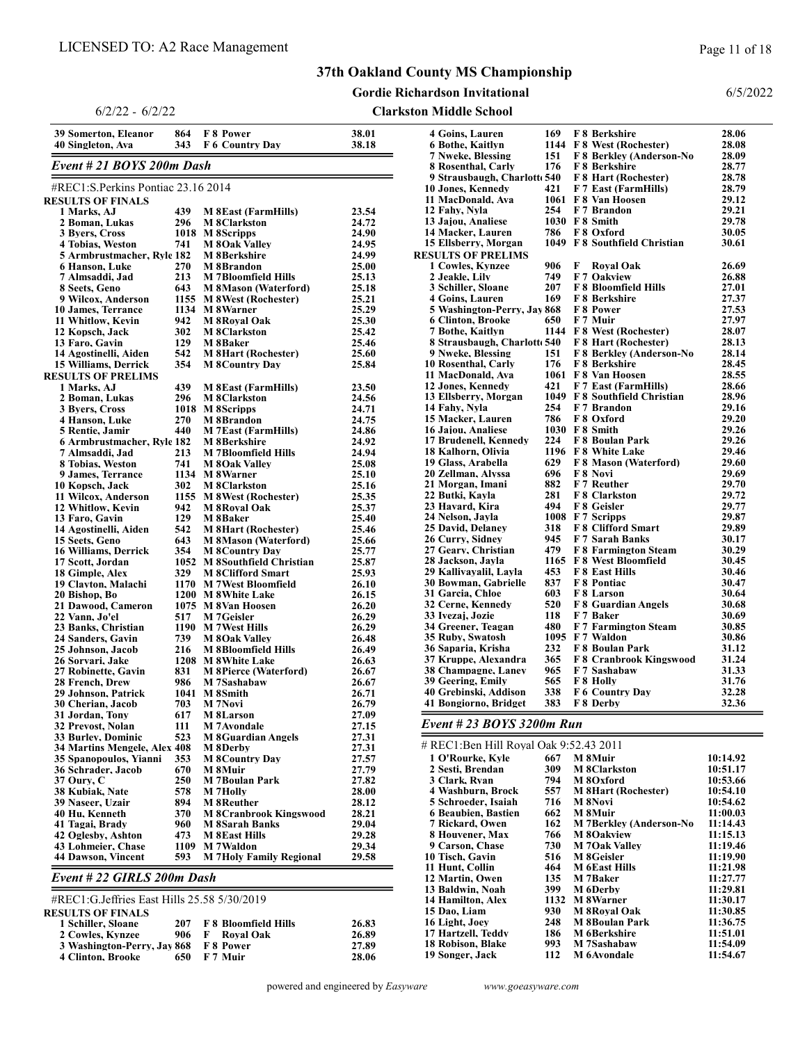| | | | | |
|---|---|---|---|---|
| 39 Somerton, Eleanor | 864 | F 8 | Power | 38.01 |
| 40 Singleton, Ava | 343 | F 6 | Country Day | 38.18 |

## *Event # 21 BOYS 200m Dash*

#REC1:S.Perkins Pontiac 23.16 2014

**RESULTS OF FINALS**

| | | | | |
|---|---|---|---|---|
| 1 Marks, AJ | 439 | M 8 | East (FarmHills) | 23.54 |
| 2 Boman, Lukas | 296 | M 8 | Clarkston | 24.72 |
| 3 Byers, Cross | 1018 | M 8 | Scripps | 24.90 |
| 4 Tobias, Weston | 741 | M 8 | Oak Valley | 24.95 |
| 5 Armbrustmacher, Ryle | 182 | M 8 | Berkshire | 24.99 |
| 6 Hanson, Luke | 270 | M 8 | Brandon | 25.00 |
| 7 Almsaddi, Jad | 213 | M 7 | Bloomfield Hills | 25.13 |
| 8 Seets, Geno | 643 | M 8 | Mason (Waterford) | 25.18 |
| 9 Wilcox, Anderson | 1155 | M 8 | West (Rochester) | 25.21 |
| 10 James, Terrance | 1134 | M 8 | Warner | 25.29 |
| 11 Whitlow, Kevin | 942 | M 8 | Royal Oak | 25.30 |
| 12 Kopsch, Jack | 302 | M 8 | Clarkston | 25.42 |
| 13 Faro, Gavin | 129 | M 8 | Baker | 25.46 |
| 14 Agostinelli, Aiden | 542 | M 8 | Hart (Rochester) | 25.60 |
| 15 Williams, Derrick | 354 | M 8 | Country Day | 25.84 |

**RESULTS OF PRELIMS**

| | | | | |
|---|---|---|---|---|
| 1 Marks, AJ | 439 | M 8 | East (FarmHills) | 23.50 |
| 2 Boman, Lukas | 296 | M 8 | Clarkston | 24.56 |
| 3 Byers, Cross | 1018 | M 8 | Scripps | 24.71 |
| 4 Hanson, Luke | 270 | M 8 | Brandon | 24.75 |
| 5 Rentie, Jamir | 440 | M 7 | East (FarmHills) | 24.86 |
| 6 Armbrustmacher, Ryle | 182 | M 8 | Berkshire | 24.92 |
| 7 Almsaddi, Jad | 213 | M 7 | Bloomfield Hills | 24.94 |
| 8 Tobias, Weston | 741 | M 8 | Oak Valley | 25.08 |
| 9 James, Terrance | 1134 | M 8 | Warner | 25.10 |
| 10 Kopsch, Jack | 302 | M 8 | Clarkston | 25.16 |
| 11 Wilcox, Anderson | 1155 | M 8 | West (Rochester) | 25.35 |
| 12 Whitlow, Kevin | 942 | M 8 | Royal Oak | 25.37 |
| 13 Faro, Gavin | 129 | M 8 | Baker | 25.40 |
| 14 Agostinelli, Aiden | 542 | M 8 | Hart (Rochester) | 25.46 |
| 15 Seets, Geno | 643 | M 8 | Mason (Waterford) | 25.66 |
| 16 Williams, Derrick | 354 | M 8 | Country Day | 25.77 |
| 17 Scott, Jordan | 1052 | M 8 | Southfield Christian | 25.87 |
| 18 Gimple, Alex | 329 | M 8 | Clifford Smart | 25.93 |
| 19 Clayton, Malachi | 1170 | M 7 | West Bloomfield | 26.10 |
| 20 Bishop, Bo | 1200 | M 8 | White Lake | 26.15 |
| 21 Dawood, Cameron | 1075 | M 8 | Van Hoosen | 26.20 |
| 22 Vann, Jo'el | 517 | M 7 | Geisler | 26.29 |
| 23 Banks, Christian | 1190 | M 7 | West Hills | 26.29 |
| 24 Sanders, Gavin | 739 | M 8 | Oak Valley | 26.48 |
| 25 Johnson, Jacob | 216 | M 8 | Bloomfield Hills | 26.49 |
| 26 Sorvari, Jake | 1208 | M 8 | White Lake | 26.63 |
| 27 Robinette, Gavin | 831 | M 8 | Pierce (Waterford) | 26.67 |
| 28 French, Drew | 986 | M 7 | Sashabaw | 26.67 |
| 29 Johnson, Patrick | 1041 | M 8 | Smith | 26.71 |
| 30 Cherian, Jacob | 703 | M 7 | Novi | 26.79 |
| 31 Jordan, Tony | 617 | M 8 | Larson | 27.09 |
| 32 Prevost, Nolan | 111 | M 7 | Avondale | 27.15 |
| 33 Burley, Dominic | 523 | M 8 | Guardian Angels | 27.31 |
| 34 Martins Mengele, Alex | 408 | M 8 | Derby | 27.31 |
| 35 Spanopoulos, Yianni | 353 | M 8 | Country Day | 27.57 |
| 36 Schrader, Jacob | 670 | M 8 | Muir | 27.79 |
| 37 Oury, C | 250 | M 7 | Boulan Park | 27.82 |
| 38 Kubiak, Nate | 578 | M 7 | Holly | 28.00 |
| 39 Naseer, Uzair | 894 | M 8 | Reuther | 28.12 |
| 40 Hu, Kenneth | 370 | M 8 | Cranbrook Kingswood | 28.21 |
| 41 Tagai, Brady | 960 | M 8 | Sarah Banks | 29.04 |
| 42 Oglesby, Ashton | 473 | M 8 | East Hills | 29.28 |
| 43 Lohmeier, Chase | 1109 | M 7 | Waldon | 29.34 |
| 44 Dawson, Vincent | 593 | M 7 | Holy Family Regional | 29.58 |

## *Event # 22 GIRLS 200m Dash*

#REC1:G.Jeffries East Hills 25.58 5/30/2019

**RESULTS OF FINALS**

| | | | | |
|---|---|---|---|---|
| 1 Schiller, Sloane | 207 | F 8 | Bloomfield Hills | 26.83 |
| 2 Cowles, Kynzee | 906 | F | Royal Oak | 26.89 |
| 3 Washington-Perry, Jay | 868 | F 8 | Power | 27.89 |
| 4 Clinton, Brooke | 650 | F 7 | Muir | 28.06 |
| 4 Goins, Lauren | 169 | F 8 | Berkshire | 28.06 |
| 6 Bothe, Kaitlyn | 1144 | F 8 | West (Rochester) | 28.08 |
| 7 Nweke, Blessing | 151 | F 8 | Berkley (Anderson-No | 28.09 |
| 8 Rosenthal, Carly | 176 | F 8 | Berkshire | 28.77 |
| 9 Strausbaugh, Charlotte | 540 | F 8 | Hart (Rochester) | 28.78 |
| 10 Jones, Kennedy | 421 | F 7 | East (FarmHills) | 28.79 |
| 11 MacDonald, Ava | 1061 | F 8 | Van Hoosen | 29.12 |
| 12 Fahy, Nyla | 254 | F 7 | Brandon | 29.21 |
| 13 Jajou, Analiese | 1030 | F 8 | Smith | 29.78 |
| 14 Macker, Lauren | 786 | F 8 | Oxford | 30.05 |
| 15 Ellsberry, Morgan | 1049 | F 8 | Southfield Christian | 30.61 |

**RESULTS OF PRELIMS**

| | | | | |
|---|---|---|---|---|
| 1 Cowles, Kynzee | 906 | F | Royal Oak | 26.69 |
| 2 Jeakle, Lily | 749 | F 7 | Oakview | 26.88 |
| 3 Schiller, Sloane | 207 | F 8 | Bloomfield Hills | 27.01 |
| 4 Goins, Lauren | 169 | F 8 | Berkshire | 27.37 |
| 5 Washington-Perry, Jay | 868 | F 8 | Power | 27.53 |
| 6 Clinton, Brooke | 650 | F 7 | Muir | 27.97 |
| 7 Bothe, Kaitlyn | 1144 | F 8 | West (Rochester) | 28.07 |
| 8 Strausbaugh, Charlotte | 540 | F 8 | Hart (Rochester) | 28.13 |
| 9 Nweke, Blessing | 151 | F 8 | Berkley (Anderson-No | 28.14 |
| 10 Rosenthal, Carly | 176 | F 8 | Berkshire | 28.45 |
| 11 MacDonald, Ava | 1061 | F 8 | Van Hoosen | 28.55 |
| 12 Jones, Kennedy | 421 | F 7 | East (FarmHills) | 28.66 |
| 13 Ellsberry, Morgan | 1049 | F 8 | Southfield Christian | 28.96 |
| 14 Fahy, Nyla | 254 | F 7 | Brandon | 29.16 |
| 15 Macker, Lauren | 786 | F 8 | Oxford | 29.20 |
| 16 Jajou, Analiese | 1030 | F 8 | Smith | 29.26 |
| 17 Brudenell, Kennedy | 224 | F 8 | Boulan Park | 29.26 |
| 18 Kalhorn, Olivia | 1196 | F 8 | White Lake | 29.46 |
| 19 Glass, Arabella | 629 | F 8 | Mason (Waterford) | 29.60 |
| 20 Zellman, Alyssa | 696 | F 8 | Novi | 29.69 |
| 21 Morgan, Imani | 882 | F 7 | Reuther | 29.70 |
| 22 Butki, Kayla | 281 | F 8 | Clarkston | 29.72 |
| 23 Havard, Kira | 494 | F 8 | Geisler | 29.77 |
| 24 Nelson, Jayla | 1008 | F 7 | Scripps | 29.87 |
| 25 David, Delaney | 318 | F 8 | Clifford Smart | 29.89 |
| 26 Curry, Sidney | 945 | F 7 | Sarah Banks | 30.17 |
| 27 Geary, Christian | 479 | F 8 | Farmington Steam | 30.29 |
| 28 Jackson, Jayla | 1165 | F 8 | West Bloomfield | 30.45 |
| 29 Kallivayalil, Layla | 453 | F 8 | East Hills | 30.46 |
| 30 Bowman, Gabrielle | 837 | F 8 | Pontiac | 30.47 |
| 31 Garcia, Chloe | 603 | F 8 | Larson | 30.64 |
| 32 Cerne, Kennedy | 520 | F 8 | Guardian Angels | 30.68 |
| 33 Ivezaj, Jozie | 118 | F 7 | Baker | 30.69 |
| 34 Greener, Teagan | 480 | F 7 | Farmington Steam | 30.85 |
| 35 Ruby, Swatosh | 1095 | F 7 | Waldon | 30.86 |
| 36 Saparia, Krisha | 232 | F 8 | Boulan Park | 31.12 |
| 37 Kruppe, Alexandra | 365 | F 8 | Cranbrook Kingswood | 31.24 |
| 38 Champagne, Laney | 965 | F 7 | Sashabaw | 31.33 |
| 39 Geering, Emily | 565 | F 8 | Holly | 31.76 |
| 40 Grebinski, Addison | 338 | F 6 | Country Day | 32.28 |
| 41 Bongiorno, Bridget | 383 | F 8 | Derby | 32.36 |

## *Event # 23 BOYS 3200m Run*

# REC1:Ben Hill Royal Oak 9:52.43 2011

| | | | | |
|---|---|---|---|---|
| 1 O'Rourke, Kyle | 667 | M 8 | Muir | 10:14.92 |
| 2 Sesti, Brendan | 309 | M 8 | Clarkston | 10:51.17 |
| 3 Clark, Ryan | 794 | M 8 | Oxford | 10:53.66 |
| 4 Washburn, Brock | 557 | M 8 | Hart (Rochester) | 10:54.10 |
| 5 Schroeder, Isaiah | 716 | M 8 | Novi | 10:54.62 |
| 6 Beaubien, Bastien | 662 | M 8 | Muir | 11:00.03 |
| 7 Rickard, Owen | 162 | M 7 | Berkley (Anderson-No | 11:14.43 |
| 8 Houvener, Max | 766 | M 8 | Oakview | 11:15.13 |
| 9 Carson, Chase | 730 | M 7 | Oak Valley | 11:19.46 |
| 10 Tisch, Gavin | 516 | M 8 | Geisler | 11:19.90 |
| 11 Hunt, Collin | 464 | M 6 | East Hills | 11:21.98 |
| 12 Martin, Owen | 135 | M 7 | Baker | 11:27.77 |
| 13 Baldwin, Noah | 399 | M 6 | Derby | 11:29.81 |
| 14 Hamilton, Alex | 1132 | M 8 | Warner | 11:30.17 |
| 15 Dao, Liam | 930 | M 8 | Royal Oak | 11:30.85 |
| 16 Light, Joey | 248 | M 8 | Boulan Park | 11:36.75 |
| 17 Hartzell, Teddy | 186 | M 6 | Berkshire | 11:51.01 |
| 18 Robison, Blake | 993 | M 7 | Sashabaw | 11:54.09 |
| 19 Songer, Jack | 112 | M 6 | Avondale | 11:54.67 |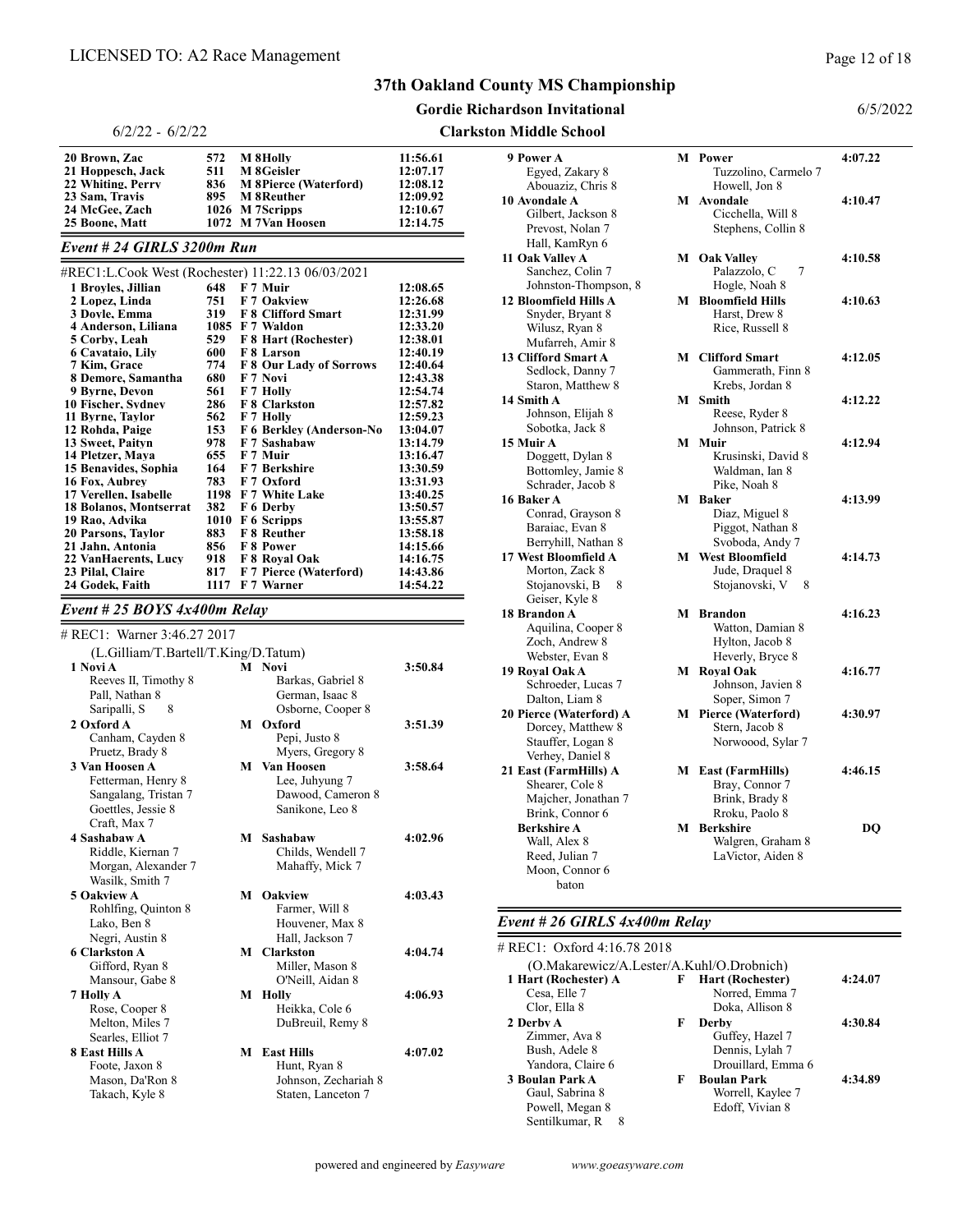## 37th Oakland County MS Championship

**Gordie Richardson Invitational**

**Clarkston Middle School**

6/2/22 - 6/2/22

| | | | |
|---|---|---|---|
| 20 Brown, Zac | 572 | M 8Holly | 11:56.61 |
| 21 Hoppesch, Jack | 511 | M 8Geisler | 12:07.17 |
| 22 Whiting, Perry | 836 | M 8Pierce (Waterford) | 12:08.12 |
| 23 Sam, Travis | 895 | M 8Reuther | 12:09.92 |
| 24 McGee, Zach | 1026 | M 7Scripps | 12:10.67 |
| 25 Boone, Matt | 1072 | M 7Van Hoosen | 12:14.75 |

### Event # 24 GIRLS 3200m Run

#REC1:L.Cook West (Rochester) 11:22.13 06/03/2021

| | | | |
|---|---|---|---|
| 1 Broyles, Jillian | 648 | F 7 Muir | 12:08.65 |
| 2 Lopez, Linda | 751 | F 7 Oakview | 12:26.68 |
| 3 Doyle, Emma | 319 | F 8 Clifford Smart | 12:31.99 |
| 4 Anderson, Liliana | 1085 | F 7 Waldon | 12:33.20 |
| 5 Corby, Leah | 529 | F 8 Hart (Rochester) | 12:38.01 |
| 6 Cavataio, Lily | 600 | F 8 Larson | 12:40.19 |
| 7 Kim, Grace | 774 | F 8 Our Lady of Sorrows | 12:40.64 |
| 8 Demore, Samantha | 680 | F 7 Novi | 12:43.38 |
| 9 Byrne, Devon | 561 | F 7 Holly | 12:54.74 |
| 10 Fischer, Sydney | 286 | F 8 Clarkston | 12:57.82 |
| 11 Byrne, Taylor | 562 | F 7 Holly | 12:59.23 |
| 12 Rohda, Paige | 153 | F 6 Berkley (Anderson-No | 13:04.07 |
| 13 Sweet, Paityn | 978 | F 7 Sashabaw | 13:14.79 |
| 14 Pletzer, Maya | 655 | F 7 Muir | 13:16.47 |
| 15 Benavides, Sophia | 164 | F 7 Berkshire | 13:30.59 |
| 16 Fox, Aubrey | 783 | F 7 Oxford | 13:31.93 |
| 17 Verellen, Isabelle | 1198 | F 7 White Lake | 13:40.25 |
| 18 Bolanos, Montserrat | 382 | F 6 Derby | 13:50.57 |
| 19 Rao, Advika | 1010 | F 6 Scripps | 13:55.87 |
| 20 Parsons, Taylor | 883 | F 8 Reuther | 13:58.18 |
| 21 Jahn, Antonia | 856 | F 8 Power | 14:15.66 |
| 22 VanHaerents, Lucy | 918 | F 8 Royal Oak | 14:16.75 |
| 23 Pilal, Claire | 817 | F 7 Pierce (Waterford) | 14:43.86 |
| 24 Godek, Faith | 1117 | F 7 Warner | 14:54.22 |

### Event # 25 BOYS 4x400m Relay

# REC1: Warner 3:46.27 2017
(L.Gilliam/T.Bartell/T.King/D.Tatum)

| | | | |
|---|---|---|---|
| 1 Novi A | M | Novi | 3:50.84 |
| Reeves II, Timothy 8 | | Barkas, Gabriel 8 | |
| Pall, Nathan 8 | | German, Isaac 8 | |
| Saripalli, S 8 | | Osborne, Cooper 8 | |
| 2 Oxford A | M | Oxford | 3:51.39 |
| Canham, Cayden 8 | | Pepi, Justo 8 | |
| Pruetz, Brady 8 | | Myers, Gregory 8 | |
| 3 Van Hoosen A | M | Van Hoosen | 3:58.64 |
| Fetterman, Henry 8 | | Lee, Juhyung 7 | |
| Sangalang, Tristan 7 | | Dawood, Cameron 8 | |
| Goettles, Jessie 8 | | Sanikone, Leo 8 | |
| Craft, Max 7 | | | |
| 4 Sashabaw A | M | Sashabaw | 4:02.96 |
| Riddle, Kiernan 7 | | Childs, Wendell 7 | |
| Morgan, Alexander 7 | | Mahaffy, Mick 7 | |
| Wasilk, Smith 7 | | | |
| 5 Oakview A | M | Oakview | 4:03.43 |
| Rohlfing, Quinton 8 | | Farmer, Will 8 | |
| Lako, Ben 8 | | Houvener, Max 8 | |
| Negri, Austin 8 | | Hall, Jackson 7 | |
| 6 Clarkston A | M | Clarkston | 4:04.74 |
| Gifford, Ryan 8 | | Miller, Mason 8 | |
| Mansour, Gabe 8 | | O'Neill, Aidan 8 | |
| 7 Holly A | M | Holly | 4:06.93 |
| Rose, Cooper 8 | | Heikka, Cole 6 | |
| Melton, Miles 7 | | DuBreuil, Remy 8 | |
| Searles, Elliot 7 | | | |
| 8 East Hills A | M | East Hills | 4:07.02 |
| Foote, Jaxon 8 | | Hunt, Ryan 8 | |
| Mason, Da'Ron 8 | | Johnson, Zechariah 8 | |
| Takach, Kyle 8 | | Staten, Lanceton 7 | |
| 9 Power A | M | Power | 4:07.22 |
| Egyed, Zakary 8 | | Tuzzolino, Carmelo 7 | |
| Abouaziz, Chris 8 | | Howell, Jon 8 | |
| 10 Avondale A | M | Avondale | 4:10.47 |
| Gilbert, Jackson 8 | | Cicchella, Will 8 | |
| Prevost, Nolan 7 | | Stephens, Collin 8 | |
| Hall, KamRyn 6 | | | |
| 11 Oak Valley A | M | Oak Valley | 4:10.58 |
| Sanchez, Colin 7 | | Palazzolo, C 7 | |
| Johnston-Thompson, 8 | | Hogle, Noah 8 | |
| 12 Bloomfield Hills A | M | Bloomfield Hills | 4:10.63 |
| Snyder, Bryant 8 | | Harst, Drew 8 | |
| Wilusz, Ryan 8 | | Rice, Russell 8 | |
| Mufarreh, Amir 8 | | | |
| 13 Clifford Smart A | M | Clifford Smart | 4:12.05 |
| Sedlock, Danny 7 | | Gammerath, Finn 8 | |
| Staron, Matthew 8 | | Krebs, Jordan 8 | |
| 14 Smith A | M | Smith | 4:12.22 |
| Johnson, Elijah 8 | | Reese, Ryder 8 | |
| Sobotka, Jack 8 | | Johnson, Patrick 8 | |
| 15 Muir A | M | Muir | 4:12.94 |
| Doggett, Dylan 8 | | Krusinski, David 8 | |
| Bottomley, Jamie 8 | | Waldman, Ian 8 | |
| Schrader, Jacob 8 | | Pike, Noah 8 | |
| 16 Baker A | M | Baker | 4:13.99 |
| Conrad, Grayson 8 | | Diaz, Miguel 8 | |
| Baraiac, Evan 8 | | Piggot, Nathan 8 | |
| Berryhill, Nathan 8 | | Svoboda, Andy 7 | |
| 17 West Bloomfield A | M | West Bloomfield | 4:14.73 |
| Morton, Zack 8 | | Jude, Draquel 8 | |
| Stojanovski, B 8 | | Stojanovski, V 8 | |
| Geiser, Kyle 8 | | | |
| 18 Brandon A | M | Brandon | 4:16.23 |
| Aquilina, Cooper 8 | | Watton, Damian 8 | |
| Zoch, Andrew 8 | | Hylton, Jacob 8 | |
| Webster, Evan 8 | | Heverly, Bryce 8 | |
| 19 Royal Oak A | M | Royal Oak | 4:16.77 |
| Schroeder, Lucas 7 | | Johnson, Javien 8 | |
| Dalton, Liam 8 | | Soper, Simon 7 | |
| 20 Pierce (Waterford) A | M | Pierce (Waterford) | 4:30.97 |
| Dorcey, Matthew 8 | | Stern, Jacob 8 | |
| Stauffer, Logan 8 | | Norwoood, Sylar 7 | |
| Verhey, Daniel 8 | | | |
| 21 East (FarmHills) A | M | East (FarmHills) | 4:46.15 |
| Shearer, Cole 8 | | Bray, Connor 7 | |
| Majcher, Jonathan 7 | | Brink, Brady 8 | |
| Brink, Connor 6 | | Rroku, Paolo 8 | |
| Berkshire A | M | Berkshire | DQ |
| Wall, Alex 8 | | Walgren, Graham 8 | |
| Reed, Julian 7 | | LaVictor, Aiden 8 | |
| Moon, Connor 6 | | | |
| baton | | | |

### Event # 26 GIRLS 4x400m Relay

# REC1: Oxford 4:16.78 2018
(O.Makarewicz/A.Lester/A.Kuhl/O.Drobnich)

| | | | |
|---|---|---|---|
| 1 Hart (Rochester) A | F | Hart (Rochester) | 4:24.07 |
| Cesa, Elle 7 | | Norred, Emma 7 | |
| Clor, Ella 8 | | Doka, Allison 8 | |
| 2 Derby A | F | Derby | 4:30.84 |
| Zimmer, Ava 8 | | Guffey, Hazel 7 | |
| Bush, Adele 8 | | Dennis, Lylah 7 | |
| Yandora, Claire 6 | | Drouillard, Emma 6 | |
| 3 Boulan Park A | F | Boulan Park | 4:34.89 |
| Gaul, Sabrina 8 | | Worrell, Kaylee 7 | |
| Powell, Megan 8 | | Edoff, Vivian 8 | |
| Sentilkumar, R 8 | | | |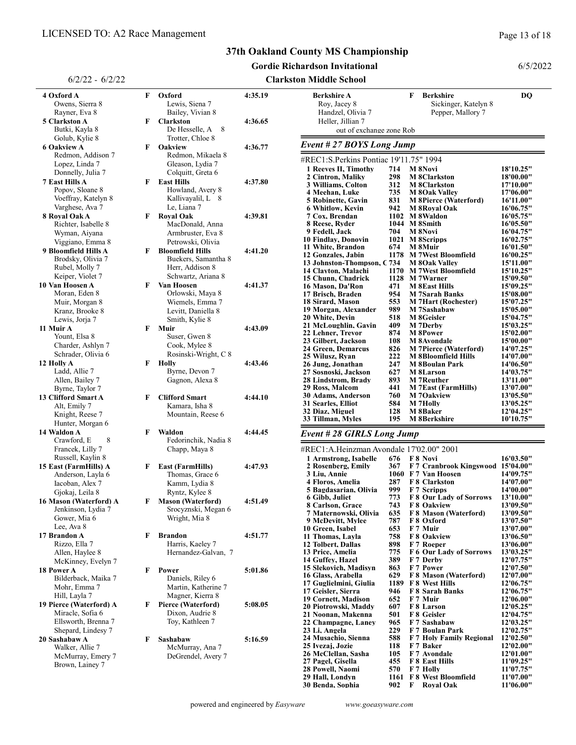# 37th Oakland County MS Championship

## Gordie Richardson Invitational

## Clarkston Middle School

6/2/22 - 6/2/22

| Place | Team | | School | Time |
|---|---|---|---|---|
| 4 | Oxford A | F | Oxford | 4:35.19 |
| | Owens, Sierra 8 | | Lewis, Siena 7 | |
| | Rayner, Eva 8 | | Bailey, Vivian 8 | |
| 5 | Clarkston A | F | Clarkston | 4:36.65 |
| | Butki, Kayla 8 | | De Hesselle, A 8 | |
| | Golub, Kylie 8 | | Trotter, Chloe 8 | |
| 6 | Oakview A | F | Oakview | 4:36.77 |
| | Redmon, Addison 7 | | Redmon, Mikaela 8 | |
| | Lopez, Linda 7 | | Gleason, Lydia 7 | |
| | Donnelly, Julia 7 | | Colquitt, Greta 6 | |
| 7 | East Hills A | F | East Hills | 4:37.80 |
| | Popov, Sloane 8 | | Howland, Avery 8 | |
| | Voeffray, Katelyn 8 | | Kallivayalil, L 8 | |
| | Varghese, Ava 7 | | Le, Liana 7 | |
| 8 | Royal Oak A | F | Royal Oak | 4:39.81 |
| | Richter, Isabelle 8 | | MacDonald, Anna | |
| | Wyman, Aiyana | | Armbruster, Eva 8 | |
| | Viggiano, Emma 8 | | Petrowski, Olivia | |
| 9 | Bloomfield Hills A | F | Bloomfield Hills | 4:41.20 |
| | Brodsky, Olivia 7 | | Buekers, Samantha 8 | |
| | Rubel, Molly 7 | | Herr, Addison 8 | |
| | Keiper, Violet 7 | | Schwartz, Ariana 8 | |
| 10 | Van Hoosen A | F | Van Hoosen | 4:41.37 |
| | Moran, Eden 8 | | Orlowski, Maya 8 | |
| | Muir, Morgan 8 | | Wiemels, Emma 7 | |
| | Kranz, Brooke 8 | | Levitt, Daniella 8 | |
| | Lewis, Jorja 7 | | Smith, Kylie 8 | |
| 11 | Muir A | F | Muir | 4:43.09 |
| | Yount, Elsa 8 | | Suser, Gwen 8 | |
| | Charder, Ashlyn 7 | | Cook, Mylee 8 | |
| | Schrader, Olivia 6 | | Rosinski-Wright, C 8 | |
| 12 | Holly A | F | Holly | 4:43.46 |
| | Ladd, Allie 7 | | Byrne, Devon 7 | |
| | Allen, Bailey 7 | | Gagnon, Alexa 8 | |
| | Byrne, Taylor 7 | | | |
| 13 | Clifford Smart A | F | Clifford Smart | 4:44.10 |
| | Alt, Emily 7 | | Kamara, Isha 8 | |
| | Knight, Reese 7 | | Mountain, Reese 6 | |
| | Hunter, Morgan 6 | | | |
| 14 | Waldon A | F | Waldon | 4:44.45 |
| | Crawford, E 8 | | Fedorinchik, Nadia 8 | |
| | Francek, Lilly 7 | | Chapp, Maya 8 | |
| | Russell, Kaylin 8 | | | |
| 15 | East (FarmHills) A | F | East (FarmHills) | 4:47.93 |
| | Anderson, Layla 6 | | Thomas, Grace 6 | |
| | Iacoban, Alex 7 | | Kamm, Lydia 8 | |
| | Gjokaj, Leila 8 | | Ryntz, Kylee 8 | |
| 16 | Mason (Waterford) A | F | Mason (Waterford) | 4:51.49 |
| | Jenkinson, Lydia 7 | | Srocyznski, Megan 6 | |
| | Gower, Mia 6 | | Wright, Mia 8 | |
| | Lee, Ava 8 | | | |
| 17 | Brandon A | F | Brandon | 4:51.77 |
| | Rizzo, Ella 7 | | Harris, Kaeley 7 | |
| | Allen, Haylee 8 | | Hernandez-Galvan, 7 | |
| | McKinney, Evelyn 7 | | | |
| 18 | Power A | F | Power | 5:01.86 |
| | Bilderback, Maika 7 | | Daniels, Riley 6 | |
| | Mohr, Emma 7 | | Martin, Katherine 7 | |
| | Hill, Layla 7 | | Magner, Kierra 8 | |
| 19 | Pierce (Waterford) A | F | Pierce (Waterford) | 5:08.05 |
| | Miracle, Sofia 6 | | Dixon, Audrie 8 | |
| | Ellsworth, Brenna 7 | | Toy, Kathleen 7 | |
| | Shepard, Lindesy 7 | | | |
| 20 | Sashabaw A | F | Sashabaw | 5:16.59 |
| | Walker, Allie 7 | | McMurray, Ana 7 | |
| | McMurray, Emery 7 | | DeGrendel, Avery 7 | |
| | Brown, Lainey 7 | | | |
| | Berkshire A | F | Berkshire | DQ |
| | Roy, Jacey 8 | | Sickinger, Katelyn 8 | |
| | Handzel, Olivia 7 | | Pepper, Mallory 7 | |
| | Heller, Jillian 7 | | | |
| | out of exchange zone Rob | | | |

## *Event # 27 BOYS Long Jump*

#REC1:S.Perkins Pontiac 19'11.75" 1994

| Place | Name | No. | Gr | School | Mark |
|---|---|---|---|---|---|
| 1 | Reeves II, Timothy | 714 | M 8 | Novi | 18'10.25" |
| 2 | Cintron, Maliky | 298 | M 8 | Clarkston | 18'00.00" |
| 3 | Williams, Colton | 312 | M 8 | Clarkston | 17'10.00" |
| 4 | Meehan, Luke | 735 | M 8 | Oak Valley | 17'06.00" |
| 5 | Robinette, Gavin | 831 | M 8 | Pierce (Waterford) | 16'11.00" |
| 6 | Whitlow, Kevin | 942 | M 8 | Royal Oak | 16'06.75" |
| 7 | Cox, Brendan | 1102 | M 8 | Waldon | 16'05.75" |
| 8 | Reese, Ryder | 1044 | M 8 | Smith | 16'05.50" |
| 9 | Fedell, Jack | 704 | M 8 | Novi | 16'04.75" |
| 10 | Findlay, Donovin | 1021 | M 8 | Scripps | 16'02.75" |
| 11 | White, Brandon | 674 | M 8 | Muir | 16'01.50" |
| 12 | Gonzales, Jabin | 1178 | M 7 | West Bloomfield | 16'00.25" |
| 13 | Johnston-Thompson, C | 734 | M 8 | Oak Valley | 15'11.00" |
| 14 | Clayton, Malachi | 1170 | M 7 | West Bloomfield | 15'10.25" |
| 15 | Chunn, Chadrick | 1128 | M 7 | Warner | 15'09.50" |
| 16 | Mason, Da'Ron | 471 | M 8 | East Hills | 15'09.25" |
| 17 | Brisch, Braden | 954 | M 7 | Sarah Banks | 15'08.00" |
| 18 | Sirard, Mason | 553 | M 7 | Hart (Rochester) | 15'07.25" |
| 19 | Morgan, Alexander | 989 | M 7 | Sashabaw | 15'05.00" |
| 20 | White, Devin | 518 | M 8 | Geisler | 15'04.75" |
| 21 | McLoughlin, Gavin | 409 | M 7 | Derby | 15'03.25" |
| 22 | Lehner, Trevor | 874 | M 8 | Power | 15'02.00" |
| 23 | Gilbert, Jackson | 108 | M 8 | Avondale | 15'00.00" |
| 24 | Green, Demarcus | 826 | M 7 | Pierce (Waterford) | 14'07.25" |
| 25 | Wilusz, Ryan | 222 | M 8 | Bloomfield Hills | 14'07.00" |
| 26 | Jung, Jonathan | 247 | M 8 | Boulan Park | 14'06.50" |
| 27 | Sosnoski, Jackson | 627 | M 8 | Larson | 14'03.75" |
| 28 | Lindstrom, Brady | 893 | M 7 | Reuther | 13'11.00" |
| 29 | Ross, Malcom | 441 | M 7 | East (FarmHills) | 13'07.00" |
| 30 | Adams, Anderson | 760 | M 7 | Oakview | 13'05.50" |
| 31 | Searles, Elliot | 584 | M 7 | Holly | 13'05.25" |
| 32 | Diaz, Miguel | 128 | M 8 | Baker | 12'04.25" |
| 33 | Tillman, Myles | 195 | M 8 | Berkshire | 10'10.75" |

## *Event # 28 GIRLS Long Jump*

#REC1:A.Heinzman Avondale 17'02.00" 2001

| Place | Name | No. | Gr | School | Mark |
|---|---|---|---|---|---|
| 1 | Armstrong, Isabelle | 676 | F 8 | Novi | 16'03.50" |
| 2 | Rosenberg, Emily | 367 | F 7 | Cranbrook Kingswood | 15'04.00" |
| 3 | Liu, Annie | 1060 | F 7 | Van Hoosen | 14'09.75" |
| 4 | Floros, Amelia | 287 | F 8 | Clarkston | 14'07.00" |
| 5 | Bagdasarian, Olivia | 999 | F 7 | Scripps | 14'00.00" |
| 6 | Gibb, Juliet | 773 | F 8 | Our Lady of Sorrows | 13'10.00" |
| 8 | Carlson, Grace | 743 | F 8 | Oakview | 13'09.50" |
| 7 | Maternowski, Olivia | 635 | F 8 | Mason (Waterford) | 13'09.50" |
| 9 | McDevitt, Mylee | 787 | F 8 | Oxford | 13'07.50" |
| 10 | Green, Isabel | 653 | F 7 | Muir | 13'07.00" |
| 11 | Thomas, Layla | 758 | F 8 | Oakview | 13'06.50" |
| 12 | Tolbert, Dallas | 898 | F 7 | Roeper | 13'06.00" |
| 13 | Price, Amelia | 775 | F 6 | Our Lady of Sorrows | 13'03.25" |
| 14 | Guffey, Hazel | 389 | F 7 | Derby | 12'07.75" |
| 15 | Slekovich, Madisyn | 863 | F 7 | Power | 12'07.50" |
| 16 | Glass, Arabella | 629 | F 8 | Mason (Waterford) | 12'07.00" |
| 17 | Guglielmini, Giulia | 1189 | F 8 | West Hills | 12'06.75" |
| 17 | Geisler, Sierra | 946 | F 8 | Sarah Banks | 12'06.75" |
| 19 | Cornett, Madison | 652 | F 7 | Muir | 12'06.00" |
| 20 | Piotrowski, Maddy | 607 | F 8 | Larson | 12'05.25" |
| 21 | Noonan, Makenna | 501 | F 8 | Geisler | 12'04.75" |
| 22 | Champagne, Laney | 965 | F 7 | Sashabaw | 12'03.25" |
| 23 | Li, Angela | 229 | F 7 | Boulan Park | 12'02.75" |
| 24 | Musachio, Sienna | 588 | F 7 | Holy Family Regional | 12'02.50" |
| 25 | Ivezaj, Jozie | 118 | F 7 | Baker | 12'02.00" |
| 26 | McClellan, Sasha | 105 | F 7 | Avondale | 12'01.00" |
| 27 | Pagel, Gisella | 455 | F 8 | East Hills | 11'09.25" |
| 28 | Powell, Naomi | 570 | F 7 | Holly | 11'07.75" |
| 29 | Hall, Londyn | 1161 | F 8 | West Bloomfield | 11'07.00" |
| 30 | Benda, Sophia | 902 | F | Royal Oak | 11'06.00" |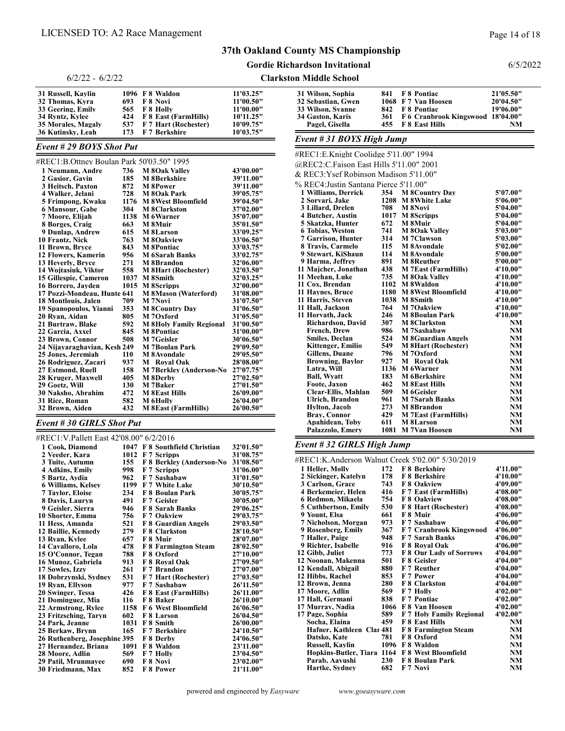# 37th Oakland County MS Championship

**Gordie Richardson Invitational**

**Clarkston Middle School**

6/2/22 - 6/2/22

6/5/2022

| | | | |
|---|---|---|---|
| 31 Russell, Kaylin | 1096 | F 8 Waldon | 11'03.25" |
| 32 Thomas, Kyra | 693 | F 8 Novi | 11'00.50" |
| 33 Geering, Emily | 565 | F 8 Holly | 11'00.00" |
| 34 Ryntz, Kylee | 424 | F 8 East (FarmHills) | 10'11.25" |
| 35 Morales, Magaly | 537 | F 7 Hart (Rochester) | 10'09.75" |
| 36 Kutinsky, Leah | 173 | F 7 Berkshire | 10'03.75" |

## Event # 29 BOYS Shot Put

#REC1:B.Ottney Boulan Park 50'03.50" 1995

| | | | |
|---|---|---|---|
| 1 Neumann, Andre | 736 | M 8Oak Valley | 43'00.00" |
| 2 Gasior, Gavin | 185 | M 8Berkshire | 39'11.00" |
| 3 Heitsch, Paxton | 872 | M 8Power | 39'11.00" |
| 4 Walker, Jelani | 728 | M 8Oak Park | 39'05.75" |
| 5 Frimpong, Kwaku | 1176 | M 8West Bloomfield | 39'04.50" |
| 6 Mansour, Gabe | 304 | M 8Clarkston | 37'02.00" |
| 7 Moore, Elijah | 1138 | M 6Warner | 35'07.00" |
| 8 Borges, Craig | 663 | M 8Muir | 35'01.50" |
| 9 Dunlap, Andrew | 615 | M 8Larson | 33'09.25" |
| 10 Frantz, Nick | 763 | M 8Oakview | 33'06.50" |
| 11 Brown, Bryce | 843 | M 8Pontiac | 33'03.75" |
| 12 Flowers, Kamerin | 956 | M 6Sarah Banks | 33'02.75" |
| 13 Heverly, Bryce | 271 | M 8Brandon | 32'06.00" |
| 14 Wojtasiuk, Viktor | 558 | M 8Hart (Rochester) | 32'03.50" |
| 15 Gillespie, Cameron | 1037 | M 8Smith | 32'03.25" |
| 16 Borrero, Jayden | 1015 | M 8Scripps | 32'00.00" |
| 17 Pozzi-Mondeau, Hunte | 641 | M 8Mason (Waterford) | 31'08.00" |
| 18 Montlouis, Jalen | 709 | M 7Novi | 31'07.50" |
| 19 Spanopoulos, Yianni | 353 | M 8Country Day | 31'06.50" |
| 20 Ryan, Aidan | 805 | M 7Oxford | 31'05.50" |
| 21 Burtraw, Blake | 592 | M 8Holy Family Regional | 31'00.50" |
| 22 Garcia, Axxel | 845 | M 8Pontiac | 31'00.00" |
| 23 Brown, Connor | 508 | M 7Geisler | 30'06.50" |
| 24 Nijayaraghavian, Kesh | 249 | M 7Boulan Park | 29'09.50" |
| 25 Jones, Jeremiah | 110 | M 8Avondale | 29'05.50" |
| 26 Rodriguez, Zacari | 937 | M Royal Oak | 28'08.00" |
| 27 Estmond, Ruell | 158 | M 7Berkley (Anderson-No | 27'07.75" |
| 28 Kruger, Maxwell | 405 | M 8Derby | 27'02.50" |
| 29 Goetz, Will | 130 | M 7Baker | 27'01.50" |
| 30 Naksho, Abrahim | 472 | M 8East Hills | 26'09.00" |
| 31 Rice, Roman | 582 | M 6Holly | 26'04.00" |
| 32 Brown, Aiden | 432 | M 8East (FarmHills) | 26'00.50" |

## Event # 30 GIRLS Shot Put

#REC1:V.Pallett East 42'08.00" 6/2/2016

| | | | |
|---|---|---|---|
| 1 Cook, Diamond | 1047 | F 8 Southfield Christian | 32'01.50" |
| 2 Veeder, Kara | 1012 | F 7 Scripps | 31'08.75" |
| 3 Tuite, Autumn | 155 | F 8 Berkley (Anderson-No | 31'08.50" |
| 4 Adkins, Emily | 998 | F 7 Scripps | 31'06.00" |
| 5 Bartz, Aydia | 962 | F 7 Sashabaw | 31'01.50" |
| 6 Williams, Kelsey | 1199 | F 7 White Lake | 30'10.50" |
| 7 Taylor, Eloise | 234 | F 8 Boulan Park | 30'05.75" |
| 8 Davis, Lauryn | 491 | F 7 Geisler | 30'05.00" |
| 9 Geisler, Sierra | 946 | F 8 Sarah Banks | 29'06.25" |
| 10 Shorter, Emma | 756 | F 7 Oakview | 29'03.75" |
| 11 Hess, Amanda | 521 | F 8 Guardian Angels | 29'03.50" |
| 12 Baillie, Kennedy | 279 | F 8 Clarkston | 28'10.50" |
| 13 Ryan, Kylee | 657 | F 8 Muir | 28'07.00" |
| 14 Cavalloro, Lola | 478 | F 8 Farmington Steam | 28'02.50" |
| 15 O'Connor, Tegan | 788 | F 8 Oxford | 27'10.00" |
| 16 Munoz, Gabriela | 913 | F 8 Royal Oak | 27'09.50" |
| 17 Sowles, Izzy | 261 | F 7 Brandon | 27'07.00" |
| 18 Dobrzynski, Sydney | 531 | F 7 Hart (Rochester) | 27'03.50" |
| 19 Ryan, Ellyson | 977 | F 7 Sashabaw | 26'11.50" |
| 20 Swinger, Tessa | 426 | F 8 East (FarmHills) | 26'11.00" |
| 21 Dominguez, Mia | 116 | F 8 Baker | 26'10.00" |
| 22 Armstrong, Rylee | 1158 | F 6 West Bloomfield | 26'06.50" |
| 23 Fritzsching, Taryn | 602 | F 8 Larson | 26'04.50" |
| 24 Park, Jeanne | 1031 | F 8 Smith | 26'00.00" |
| 25 Berkaw, Brynn | 165 | F 7 Berkshire | 24'10.50" |
| 26 Ruthenberg, Josephine | 395 | F 8 Derby | 24'06.50" |
| 27 Hernandez, Briana | 1091 | F 8 Waldon | 23'11.00" |
| 28 Moore, Adlin | 569 | F 7 Holly | 23'04.50" |
| 29 Patil, Mrunmayee | 690 | F 8 Novi | 23'02.00" |
| 30 Friedmann, Max | 852 | F 8 Power | 21'11.00" |
| 31 Wilson, Sophia | 841 | F 8 Pontiac | 21'05.50" |
| 32 Sebastian, Gwen | 1068 | F 7 Van Hoosen | 20'04.50" |
| 33 Wilson, Syanne | 842 | F 8 Pontiac | 19'06.00" |
| 34 Gaston, Karis | 361 | F 6 Cranbrook Kingswood | 18'04.00" |
| Pagel, Gisella | 455 | F 8 East Hills | NM |

## Event # 31 BOYS High Jump

#REC1:E.Knight Coolidge 5'11.00" 1994

@REC2:C.Faison East Hills 5'11.00" 2001

& REC3:Ysef Robinson Madison 5'11.00"

% REC4:Justin Santana Pierce 5'11.00"

| | | | |
|---|---|---|---|
| 1 Williams, Derrick | 354 | M 8Country Day | 5'07.00" |
| 2 Sorvari, Jake | 1208 | M 8White Lake | 5'06.00" |
| 3 Lillard, Drelen | 708 | M 8Novi | 5'04.00" |
| 4 Butcher, Austin | 1017 | M 8Scripps | 5'04.00" |
| 5 Skatzka, Hunter | 672 | M 8Muir | 5'04.00" |
| 6 Tobias, Weston | 741 | M 8Oak Valley | 5'03.00" |
| 7 Garrison, Hunter | 314 | M 7Clawson | 5'03.00" |
| 8 Travis, Carmelo | 115 | M 8Avondale | 5'02.00" |
| 9 Stewart, KiShaun | 114 | M 8Avondale | 5'00.00" |
| 9 Harma, Jeffrey | 891 | M 8Reuther | 5'00.00" |
| 11 Majcher, Jonathan | 438 | M 7East (FarmHills) | 4'10.00" |
| 11 Meehan, Luke | 735 | M 8Oak Valley | 4'10.00" |
| 11 Cox, Brendan | 1102 | M 8Waldon | 4'10.00" |
| 11 Haynes, Bryce | 1180 | M 8West Bloomfield | 4'10.00" |
| 11 Harris, Steven | 1038 | M 8Smith | 4'10.00" |
| 11 Hall, Jackson | 764 | M 7Oakview | 4'10.00" |
| 11 Horvath, Jack | 246 | M 8Boulan Park | 4'10.00" |
| Richardson, David | 307 | M 8Clarkston | NM |
| French, Drew | 986 | M 7Sashabaw | NM |
| Smiles, Declan | 524 | M 8Guardian Angels | NM |
| Kittenger, Emilio | 549 | M 8Hart (Rochester) | NM |
| Gillens, Duane | 796 | M 7Oxford | NM |
| Browning, Baylor | 927 | M Royal Oak | NM |
| Latra, Will | 1136 | M 6Warner | NM |
| Ball, Wyatt | 183 | M 6Berkshire | NM |
| Foote, Jaxon | 462 | M 8East Hills | NM |
| Clear-Ellis, Mahlan | 509 | M 6Geisler | NM |
| Ulrich, Brandon | 961 | M 7Sarah Banks | NM |
| Hylton, Jacob | 273 | M 8Brandon | NM |
| Bray, Connor | 429 | M 7East (FarmHills) | NM |
| Apahidean, Toby | 611 | M 8Larson | NM |
| Palazzolo, Emery | 1081 | M 7Van Hoosen | NM |

## Event # 32 GIRLS High Jump

#REC1:K.Anderson Walnut Creek 5'02.00" 5/30/2019

| | | | |
|---|---|---|---|
| 1 Heller, Molly | 172 | F 8 Berkshire | 4'11.00" |
| 2 Sickinger, Katelyn | 178 | F 8 Berkshire | 4'10.00" |
| 3 Carlson, Grace | 743 | F 8 Oakview | 4'09.00" |
| 4 Berkemeier, Helen | 416 | F 7 East (FarmHills) | 4'08.00" |
| 6 Redmon, Mikaela | 754 | F 8 Oakview | 4'08.00" |
| 5 Cuthbertson, Emily | 530 | F 8 Hart (Rochester) | 4'08.00" |
| 9 Yount, Elsa | 661 | F 8 Muir | 4'06.00" |
| 7 Nicholson, Morgan | 973 | F 7 Sashabaw | 4'06.00" |
| 9 Rosenberg, Emily | 367 | F 7 Cranbrook Kingswood | 4'06.00" |
| 7 Haller, Paige | 948 | F 7 Sarah Banks | 4'06.00" |
| 9 Richter, Isabelle | 916 | F 8 Royal Oak | 4'06.00" |
| 12 Gibb, Juliet | 773 | F 8 Our Lady of Sorrows | 4'04.00" |
| 12 Noonan, Makenna | 501 | F 8 Geisler | 4'04.00" |
| 12 Kendall, Abigail | 880 | F 7 Reuther | 4'04.00" |
| 12 Hibbs, Rachel | 853 | F 7 Power | 4'04.00" |
| 12 Brown, Jenna | 280 | F 8 Clarkston | 4'04.00" |
| 17 Moore, Adlin | 569 | F 7 Holly | 4'02.00" |
| 17 Hall, Germani | 838 | F 7 Pontiac | 4'02.00" |
| 17 Murray, Nadia | 1066 | F 8 Van Hoosen | 4'02.00" |
| 17 Page, Sophia | 589 | F 7 Holy Family Regional | 4'02.00" |
| Socha, Elaina | 459 | F 8 East Hills | NM |
| Hafner, Kathleen Clar | 481 | F 8 Farmington Steam | NM |
| Datsko, Kate | 781 | F 8 Oxford | NM |
| Russell, Kaylin | 1096 | F 8 Waldon | NM |
| Hopkins-Butler, Tiara | 1164 | F 8 West Bloomfield | NM |
| Parab, Aayushi | 230 | F 8 Boulan Park | NM |
| Hartke, Sydney | 682 | F 7 Novi | NM |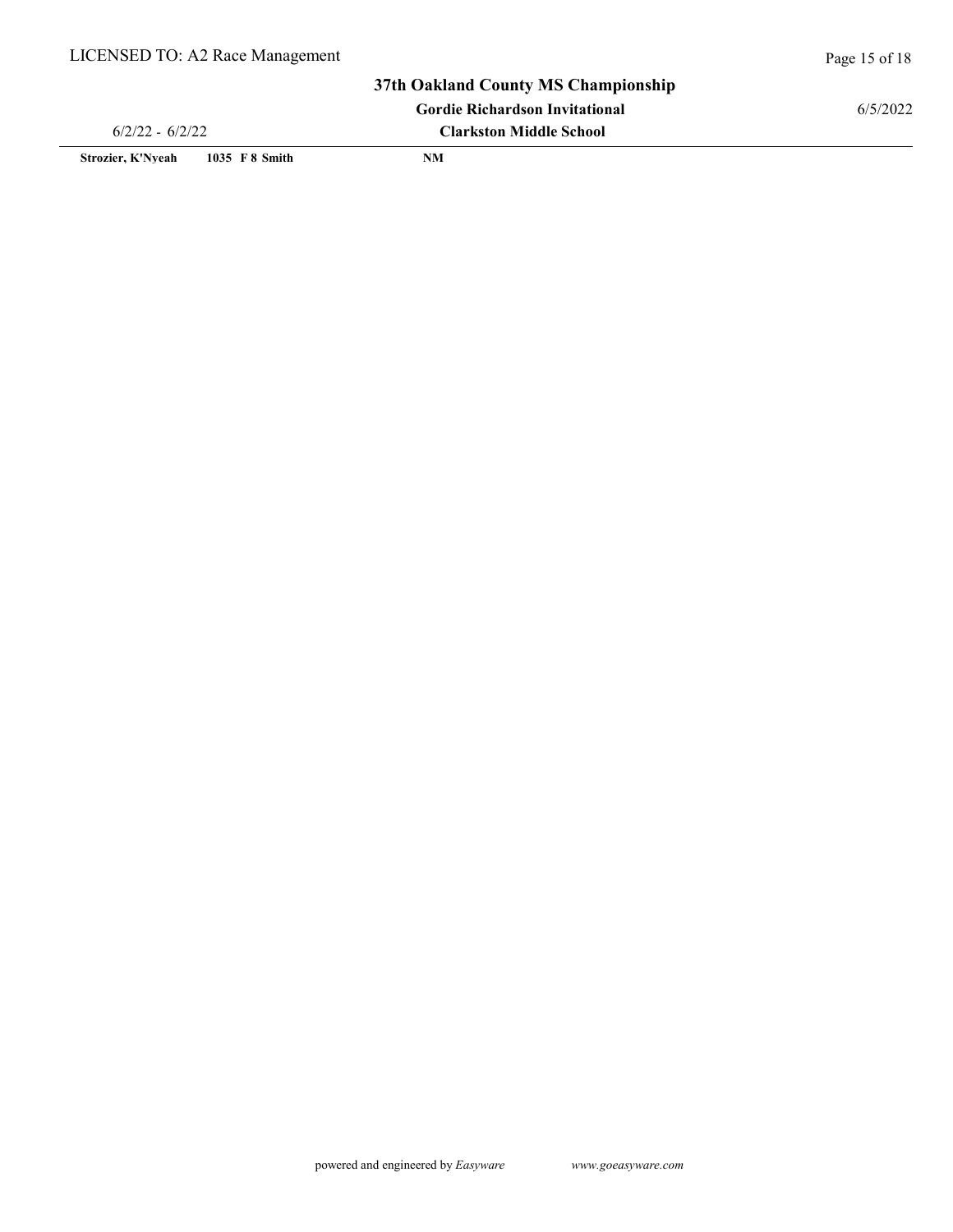| | | |
|---|---|---|
| **Strozier, K'Nyeah** | **1035 F 8 Smith** | **NM** |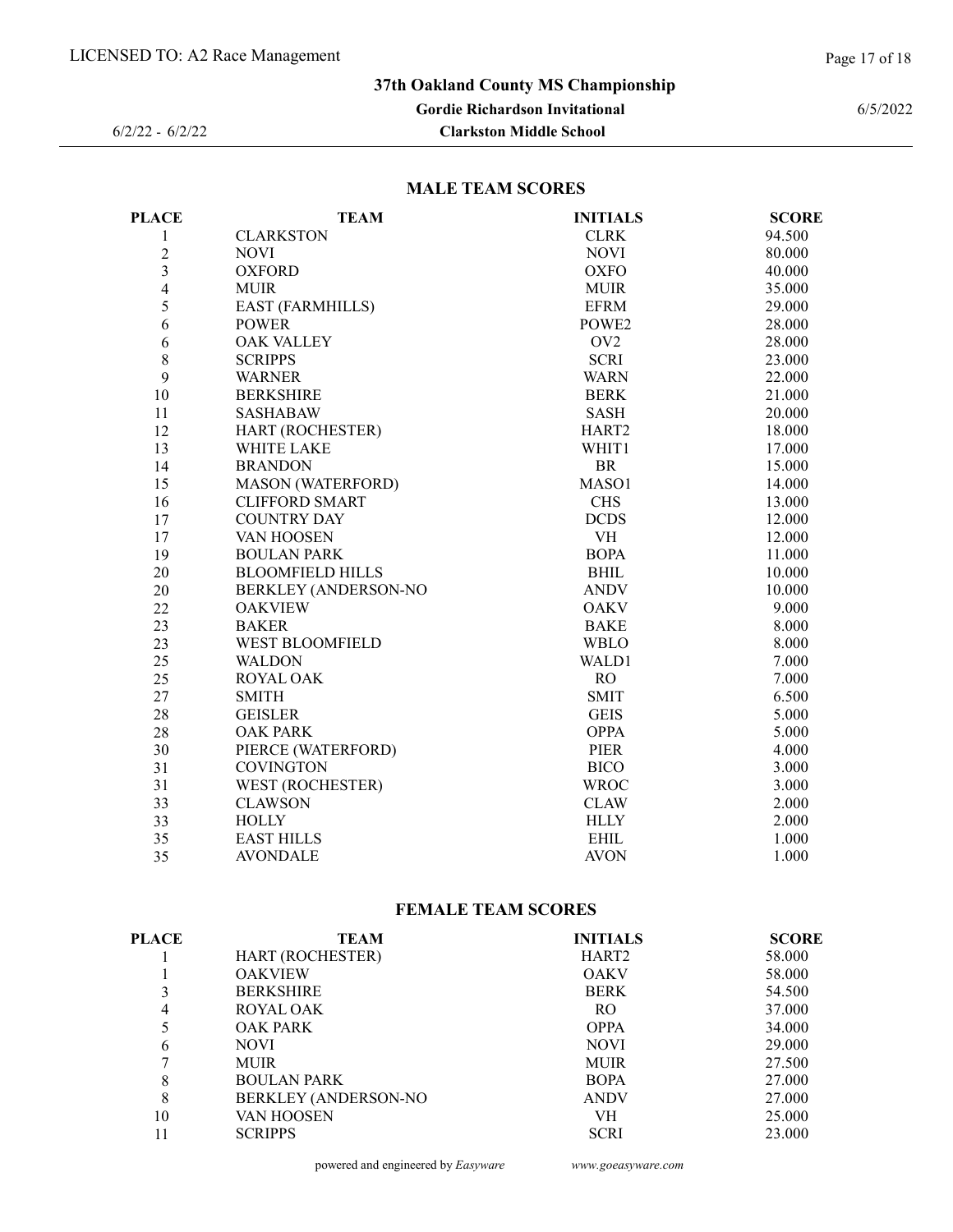## MALE TEAM SCORES

| PLACE | TEAM | INITIALS | SCORE |
|---|---|---|---|
| 1 | CLARKSTON | CLRK | 94.500 |
| 2 | NOVI | NOVI | 80.000 |
| 3 | OXFORD | OXFO | 40.000 |
| 4 | MUIR | MUIR | 35.000 |
| 5 | EAST (FARMHILLS) | EFRM | 29.000 |
| 6 | POWER | POWE2 | 28.000 |
| 6 | OAK VALLEY | OV2 | 28.000 |
| 8 | SCRIPPS | SCRI | 23.000 |
| 9 | WARNER | WARN | 22.000 |
| 10 | BERKSHIRE | BERK | 21.000 |
| 11 | SASHABAW | SASH | 20.000 |
| 12 | HART (ROCHESTER) | HART2 | 18.000 |
| 13 | WHITE LAKE | WHIT1 | 17.000 |
| 14 | BRANDON | BR | 15.000 |
| 15 | MASON (WATERFORD) | MASO1 | 14.000 |
| 16 | CLIFFORD SMART | CHS | 13.000 |
| 17 | COUNTRY DAY | DCDS | 12.000 |
| 17 | VAN HOOSEN | VH | 12.000 |
| 19 | BOULAN PARK | BOPA | 11.000 |
| 20 | BLOOMFIELD HILLS | BHIL | 10.000 |
| 20 | BERKLEY (ANDERSON-NO | ANDV | 10.000 |
| 22 | OAKVIEW | OAKV | 9.000 |
| 23 | BAKER | BAKE | 8.000 |
| 23 | WEST BLOOMFIELD | WBLO | 8.000 |
| 25 | WALDON | WALD1 | 7.000 |
| 25 | ROYAL OAK | RO | 7.000 |
| 27 | SMITH | SMIT | 6.500 |
| 28 | GEISLER | GEIS | 5.000 |
| 28 | OAK PARK | OPPA | 5.000 |
| 30 | PIERCE (WATERFORD) | PIER | 4.000 |
| 31 | COVINGTON | BICO | 3.000 |
| 31 | WEST (ROCHESTER) | WROC | 3.000 |
| 33 | CLAWSON | CLAW | 2.000 |
| 33 | HOLLY | HLLY | 2.000 |
| 35 | EAST HILLS | EHIL | 1.000 |
| 35 | AVONDALE | AVON | 1.000 |

## FEMALE TEAM SCORES

| PLACE | TEAM | INITIALS | SCORE |
|---|---|---|---|
| 1 | HART (ROCHESTER) | HART2 | 58.000 |
| 1 | OAKVIEW | OAKV | 58.000 |
| 3 | BERKSHIRE | BERK | 54.500 |
| 4 | ROYAL OAK | RO | 37.000 |
| 5 | OAK PARK | OPPA | 34.000 |
| 6 | NOVI | NOVI | 29.000 |
| 7 | MUIR | MUIR | 27.500 |
| 8 | BOULAN PARK | BOPA | 27.000 |
| 8 | BERKLEY (ANDERSON-NO | ANDV | 27.000 |
| 10 | VAN HOOSEN | VH | 25.000 |
| 11 | SCRIPPS | SCRI | 23.000 |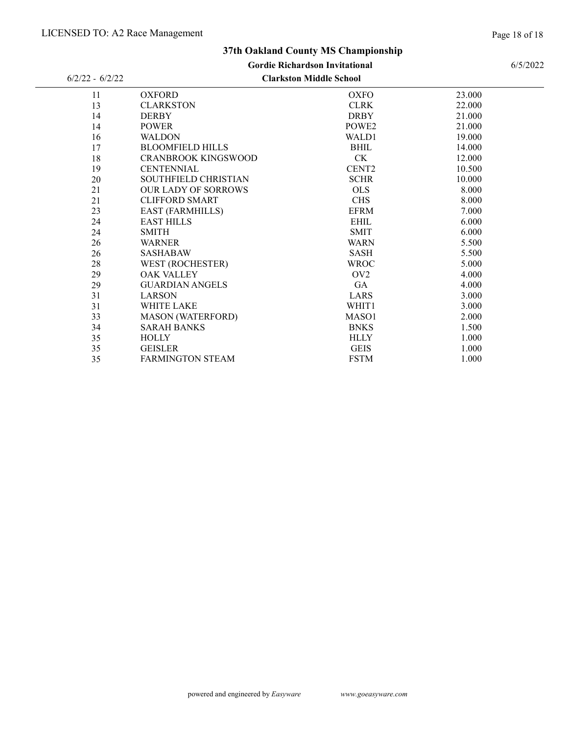## 37th Oakland County MS Championship

**Gordie Richardson Invitational**

6/2/22 - 6/2/22 **Clarkston Middle School** 6/5/2022

| | | | |
|---|---|---|---|
| 11 | OXFORD | OXFO | 23.000 |
| 13 | CLARKSTON | CLRK | 22.000 |
| 14 | DERBY | DRBY | 21.000 |
| 14 | POWER | POWE2 | 21.000 |
| 16 | WALDON | WALD1 | 19.000 |
| 17 | BLOOMFIELD HILLS | BHIL | 14.000 |
| 18 | CRANBROOK KINGSWOOD | CK | 12.000 |
| 19 | CENTENNIAL | CENT2 | 10.500 |
| 20 | SOUTHFIELD CHRISTIAN | SCHR | 10.000 |
| 21 | OUR LADY OF SORROWS | OLS | 8.000 |
| 21 | CLIFFORD SMART | CHS | 8.000 |
| 23 | EAST (FARMHILLS) | EFRM | 7.000 |
| 24 | EAST HILLS | EHIL | 6.000 |
| 24 | SMITH | SMIT | 6.000 |
| 26 | WARNER | WARN | 5.500 |
| 26 | SASHABAW | SASH | 5.500 |
| 28 | WEST (ROCHESTER) | WROC | 5.000 |
| 29 | OAK VALLEY | OV2 | 4.000 |
| 29 | GUARDIAN ANGELS | GA | 4.000 |
| 31 | LARSON | LARS | 3.000 |
| 31 | WHITE LAKE | WHIT1 | 3.000 |
| 33 | MASON (WATERFORD) | MASO1 | 2.000 |
| 34 | SARAH BANKS | BNKS | 1.500 |
| 35 | HOLLY | HLLY | 1.000 |
| 35 | GEISLER | GEIS | 1.000 |
| 35 | FARMINGTON STEAM | FSTM | 1.000 |